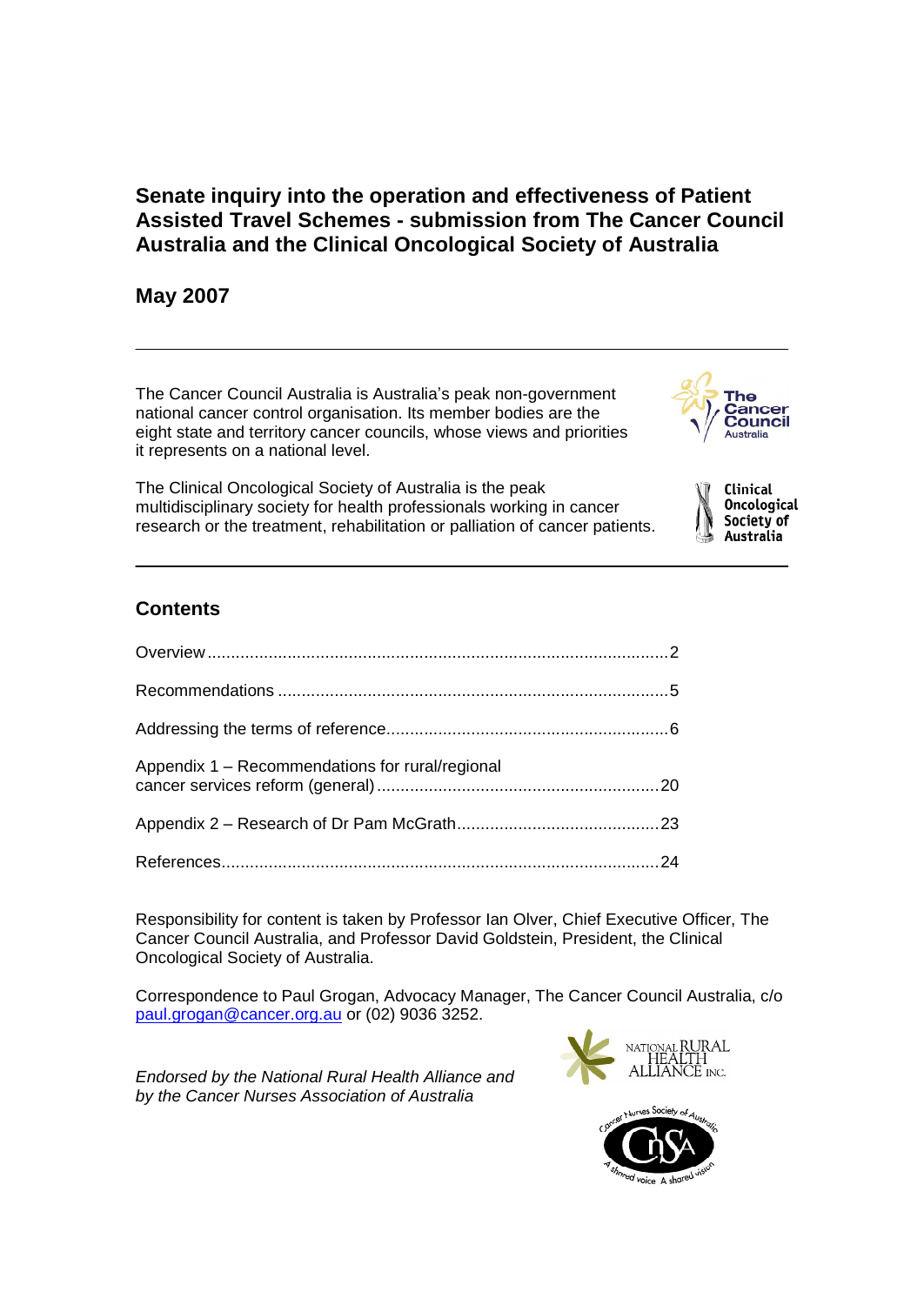# Senate inquiry into the operation and effectiveness of Patient Assisted Travel Schemes - submission from The Cancer Council Australia and the Clinical Oncological Society of Australia

## May 2007

---

The Cancer Council Australia is Australia's peak non-government national cancer control organisation. Its member bodies are the eight state and territory cancer councils, whose views and priorities it represents on a national level.

The Clinical Oncological Society of Australia is the peak multidisciplinary society for health professionals working in cancer research or the treatment, rehabilitation or palliation of cancer patients.

---

## Contents

Overview.......................................................................................2

Recommendations.........................................................................5

Addressing the terms of reference..................................................6

Appendix 1 – Recommendations for rural/regional cancer services reform (general)..........................................................20

Appendix 2 – Research of Dr Pam McGrath..................................23

References...................................................................................24

Responsibility for content is taken by Professor Ian Olver, Chief Executive Officer, The Cancer Council Australia, and Professor David Goldstein, President, the Clinical Oncological Society of Australia.

Correspondence to Paul Grogan, Advocacy Manager, The Cancer Council Australia, c/o paul.grogan@cancer.org.au or (02) 9036 3252.

*Endorsed by the National Rural Health Alliance and by the Cancer Nurses Association of Australia*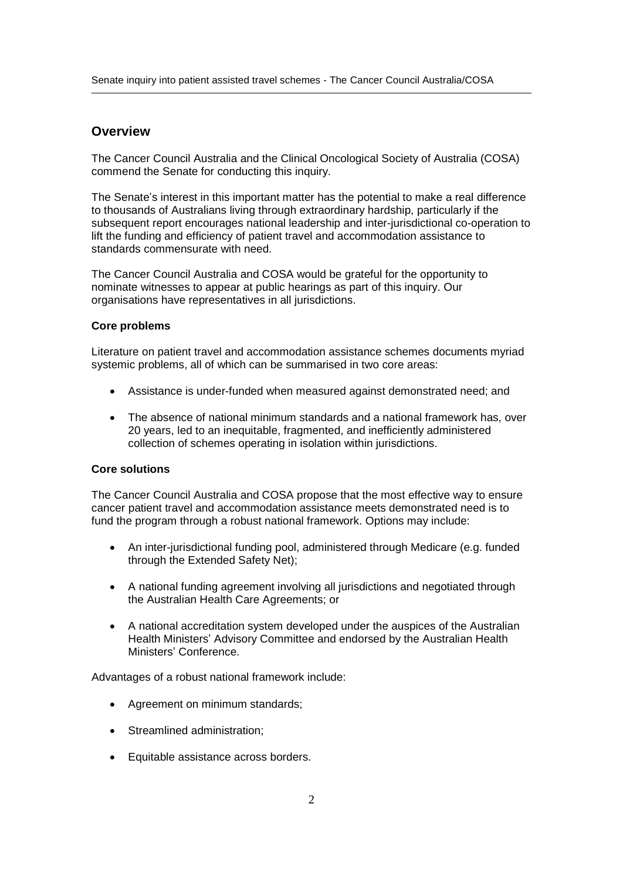## Overview

The Cancer Council Australia and the Clinical Oncological Society of Australia (COSA) commend the Senate for conducting this inquiry.

The Senate's interest in this important matter has the potential to make a real difference to thousands of Australians living through extraordinary hardship, particularly if the subsequent report encourages national leadership and inter-jurisdictional co-operation to lift the funding and efficiency of patient travel and accommodation assistance to standards commensurate with need.

The Cancer Council Australia and COSA would be grateful for the opportunity to nominate witnesses to appear at public hearings as part of this inquiry. Our organisations have representatives in all jurisdictions.

**Core problems**

Literature on patient travel and accommodation assistance schemes documents myriad systemic problems, all of which can be summarised in two core areas:

- Assistance is under-funded when measured against demonstrated need; and
- The absence of national minimum standards and a national framework has, over 20 years, led to an inequitable, fragmented, and inefficiently administered collection of schemes operating in isolation within jurisdictions.

**Core solutions**

The Cancer Council Australia and COSA propose that the most effective way to ensure cancer patient travel and accommodation assistance meets demonstrated need is to fund the program through a robust national framework. Options may include:

- An inter-jurisdictional funding pool, administered through Medicare (e.g. funded through the Extended Safety Net);
- A national funding agreement involving all jurisdictions and negotiated through the Australian Health Care Agreements; or
- A national accreditation system developed under the auspices of the Australian Health Ministers' Advisory Committee and endorsed by the Australian Health Ministers' Conference.

Advantages of a robust national framework include:

- Agreement on minimum standards;
- Streamlined administration;
- Equitable assistance across borders.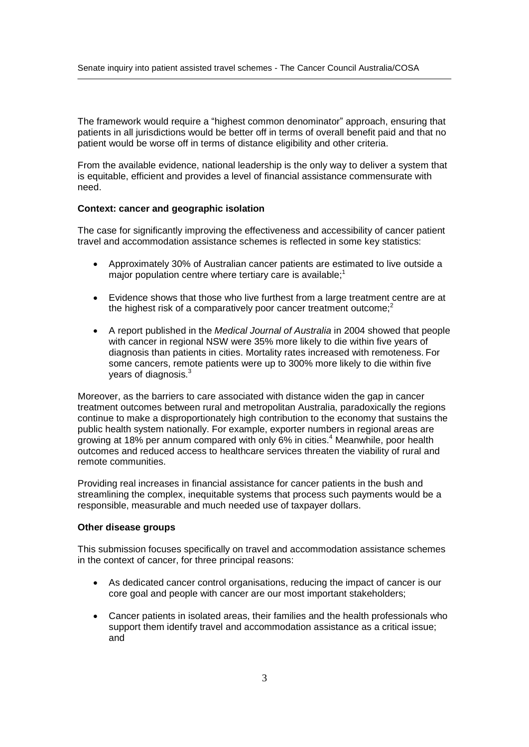The framework would require a "highest common denominator" approach, ensuring that patients in all jurisdictions would be better off in terms of overall benefit paid and that no patient would be worse off in terms of distance eligibility and other criteria.

From the available evidence, national leadership is the only way to deliver a system that is equitable, efficient and provides a level of financial assistance commensurate with need.

**Context: cancer and geographic isolation**

The case for significantly improving the effectiveness and accessibility of cancer patient travel and accommodation assistance schemes is reflected in some key statistics:

- Approximately 30% of Australian cancer patients are estimated to live outside a major population centre where tertiary care is available;[1]

- Evidence shows that those who live furthest from a large treatment centre are at the highest risk of a comparatively poor cancer treatment outcome;[2]

- A report published in the *Medical Journal of Australia* in 2004 showed that people with cancer in regional NSW were 35% more likely to die within five years of diagnosis than patients in cities. Mortality rates increased with remoteness. For some cancers, remote patients were up to 300% more likely to die within five years of diagnosis.[3]

Moreover, as the barriers to care associated with distance widen the gap in cancer treatment outcomes between rural and metropolitan Australia, paradoxically the regions continue to make a disproportionately high contribution to the economy that sustains the public health system nationally. For example, exporter numbers in regional areas are growing at 18% per annum compared with only 6% in cities.[4] Meanwhile, poor health outcomes and reduced access to healthcare services threaten the viability of rural and remote communities.

Providing real increases in financial assistance for cancer patients in the bush and streamlining the complex, inequitable systems that process such payments would be a responsible, measurable and much needed use of taxpayer dollars.

**Other disease groups**

This submission focuses specifically on travel and accommodation assistance schemes in the context of cancer, for three principal reasons:

- As dedicated cancer control organisations, reducing the impact of cancer is our core goal and people with cancer are our most important stakeholders;

- Cancer patients in isolated areas, their families and the health professionals who support them identify travel and accommodation assistance as a critical issue; and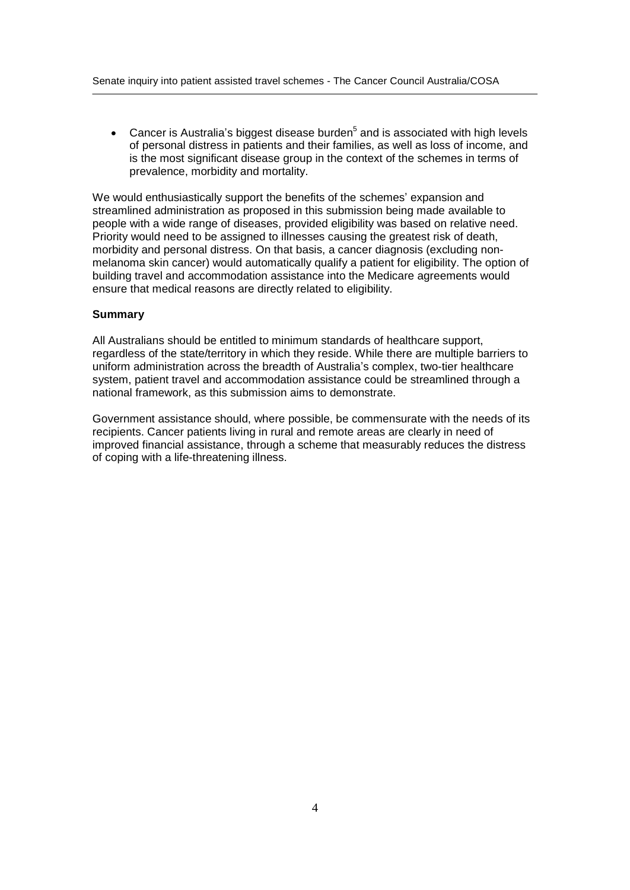- Cancer is Australia's biggest disease burden[5] and is associated with high levels of personal distress in patients and their families, as well as loss of income, and is the most significant disease group in the context of the schemes in terms of prevalence, morbidity and mortality.

We would enthusiastically support the benefits of the schemes' expansion and streamlined administration as proposed in this submission being made available to people with a wide range of diseases, provided eligibility was based on relative need. Priority would need to be assigned to illnesses causing the greatest risk of death, morbidity and personal distress. On that basis, a cancer diagnosis (excluding non-melanoma skin cancer) would automatically qualify a patient for eligibility. The option of building travel and accommodation assistance into the Medicare agreements would ensure that medical reasons are directly related to eligibility.

**Summary**

All Australians should be entitled to minimum standards of healthcare support, regardless of the state/territory in which they reside. While there are multiple barriers to uniform administration across the breadth of Australia's complex, two-tier healthcare system, patient travel and accommodation assistance could be streamlined through a national framework, as this submission aims to demonstrate.

Government assistance should, where possible, be commensurate with the needs of its recipients. Cancer patients living in rural and remote areas are clearly in need of improved financial assistance, through a scheme that measurably reduces the distress of coping with a life-threatening illness.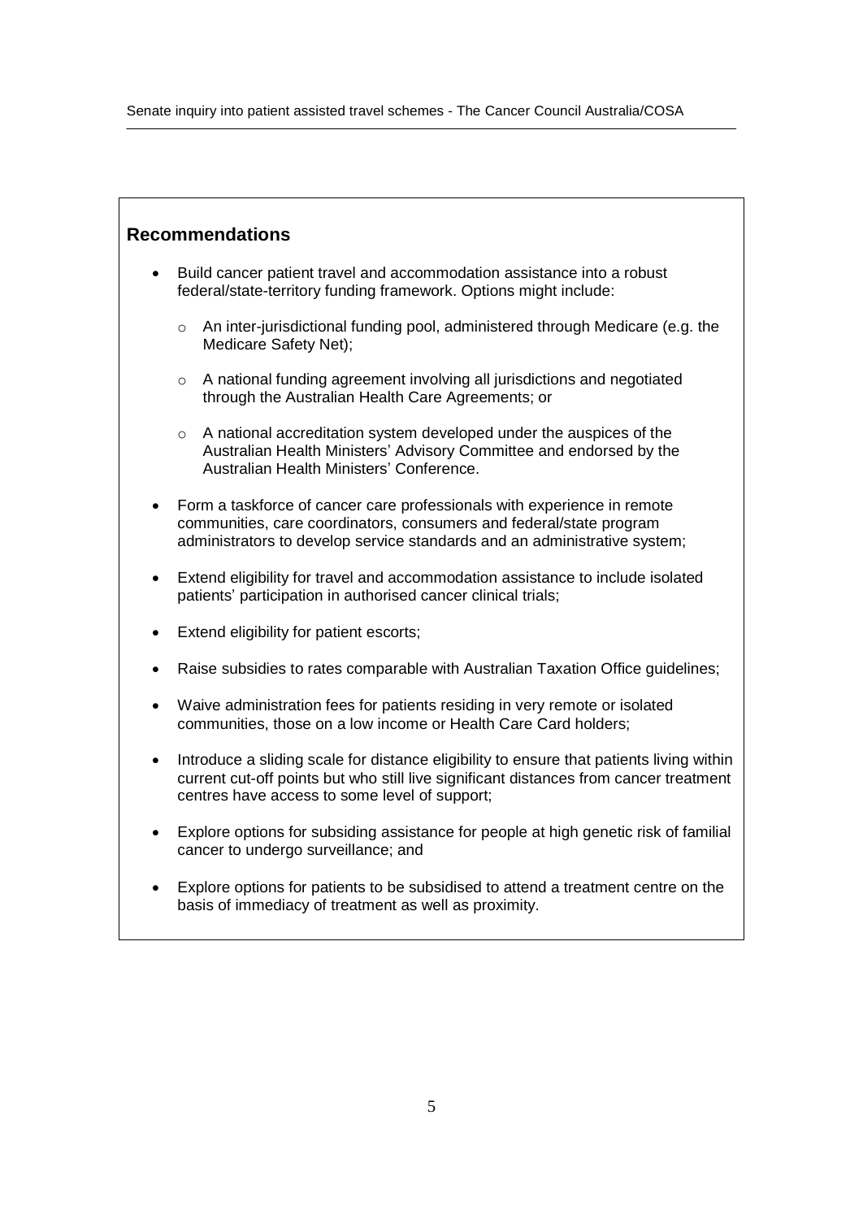## Recommendations

- Build cancer patient travel and accommodation assistance into a robust federal/state-territory funding framework. Options might include:
  - An inter-jurisdictional funding pool, administered through Medicare (e.g. the Medicare Safety Net);
  - A national funding agreement involving all jurisdictions and negotiated through the Australian Health Care Agreements; or
  - A national accreditation system developed under the auspices of the Australian Health Ministers' Advisory Committee and endorsed by the Australian Health Ministers' Conference.
- Form a taskforce of cancer care professionals with experience in remote communities, care coordinators, consumers and federal/state program administrators to develop service standards and an administrative system;
- Extend eligibility for travel and accommodation assistance to include isolated patients' participation in authorised cancer clinical trials;
- Extend eligibility for patient escorts;
- Raise subsidies to rates comparable with Australian Taxation Office guidelines;
- Waive administration fees for patients residing in very remote or isolated communities, those on a low income or Health Care Card holders;
- Introduce a sliding scale for distance eligibility to ensure that patients living within current cut-off points but who still live significant distances from cancer treatment centres have access to some level of support;
- Explore options for subsiding assistance for people at high genetic risk of familial cancer to undergo surveillance; and
- Explore options for patients to be subsidised to attend a treatment centre on the basis of immediacy of treatment as well as proximity.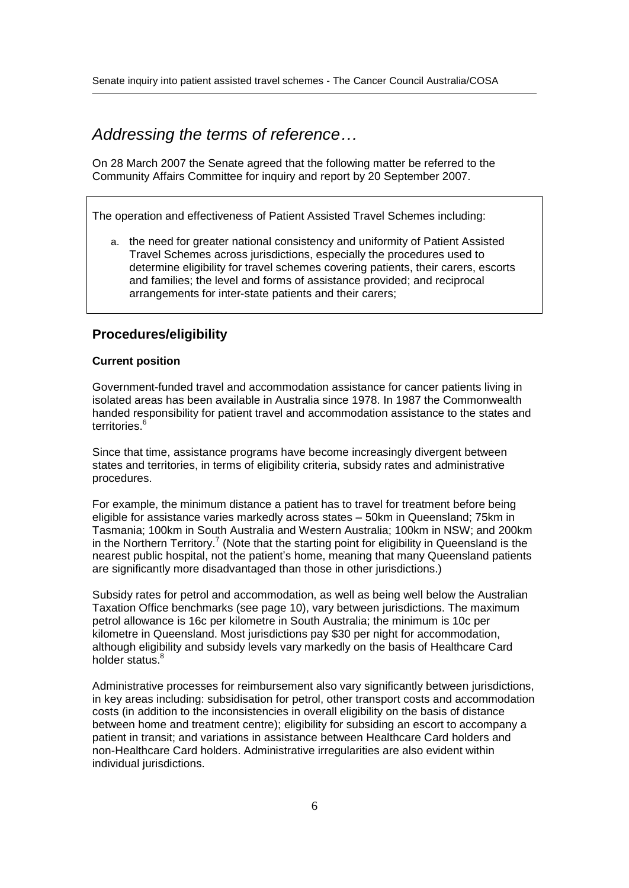## *Addressing the terms of reference…*

On 28 March 2007 the Senate agreed that the following matter be referred to the Community Affairs Committee for inquiry and report by 20 September 2007.

> The operation and effectiveness of Patient Assisted Travel Schemes including:
>
> a. the need for greater national consistency and uniformity of Patient Assisted Travel Schemes across jurisdictions, especially the procedures used to determine eligibility for travel schemes covering patients, their carers, escorts and families; the level and forms of assistance provided; and reciprocal arrangements for inter-state patients and their carers;

### Procedures/eligibility

**Current position**

Government-funded travel and accommodation assistance for cancer patients living in isolated areas has been available in Australia since 1978. In 1987 the Commonwealth handed responsibility for patient travel and accommodation assistance to the states and territories.[6]

Since that time, assistance programs have become increasingly divergent between states and territories, in terms of eligibility criteria, subsidy rates and administrative procedures.

For example, the minimum distance a patient has to travel for treatment before being eligible for assistance varies markedly across states – 50km in Queensland; 75km in Tasmania; 100km in South Australia and Western Australia; 100km in NSW; and 200km in the Northern Territory.[7] (Note that the starting point for eligibility in Queensland is the nearest public hospital, not the patient's home, meaning that many Queensland patients are significantly more disadvantaged than those in other jurisdictions.)

Subsidy rates for petrol and accommodation, as well as being well below the Australian Taxation Office benchmarks (see page 10), vary between jurisdictions. The maximum petrol allowance is 16c per kilometre in South Australia; the minimum is 10c per kilometre in Queensland. Most jurisdictions pay $30 per night for accommodation, although eligibility and subsidy levels vary markedly on the basis of Healthcare Card holder status.[8]

Administrative processes for reimbursement also vary significantly between jurisdictions, in key areas including: subsidisation for petrol, other transport costs and accommodation costs (in addition to the inconsistencies in overall eligibility on the basis of distance between home and treatment centre); eligibility for subsiding an escort to accompany a patient in transit; and variations in assistance between Healthcare Card holders and non-Healthcare Card holders. Administrative irregularities are also evident within individual jurisdictions.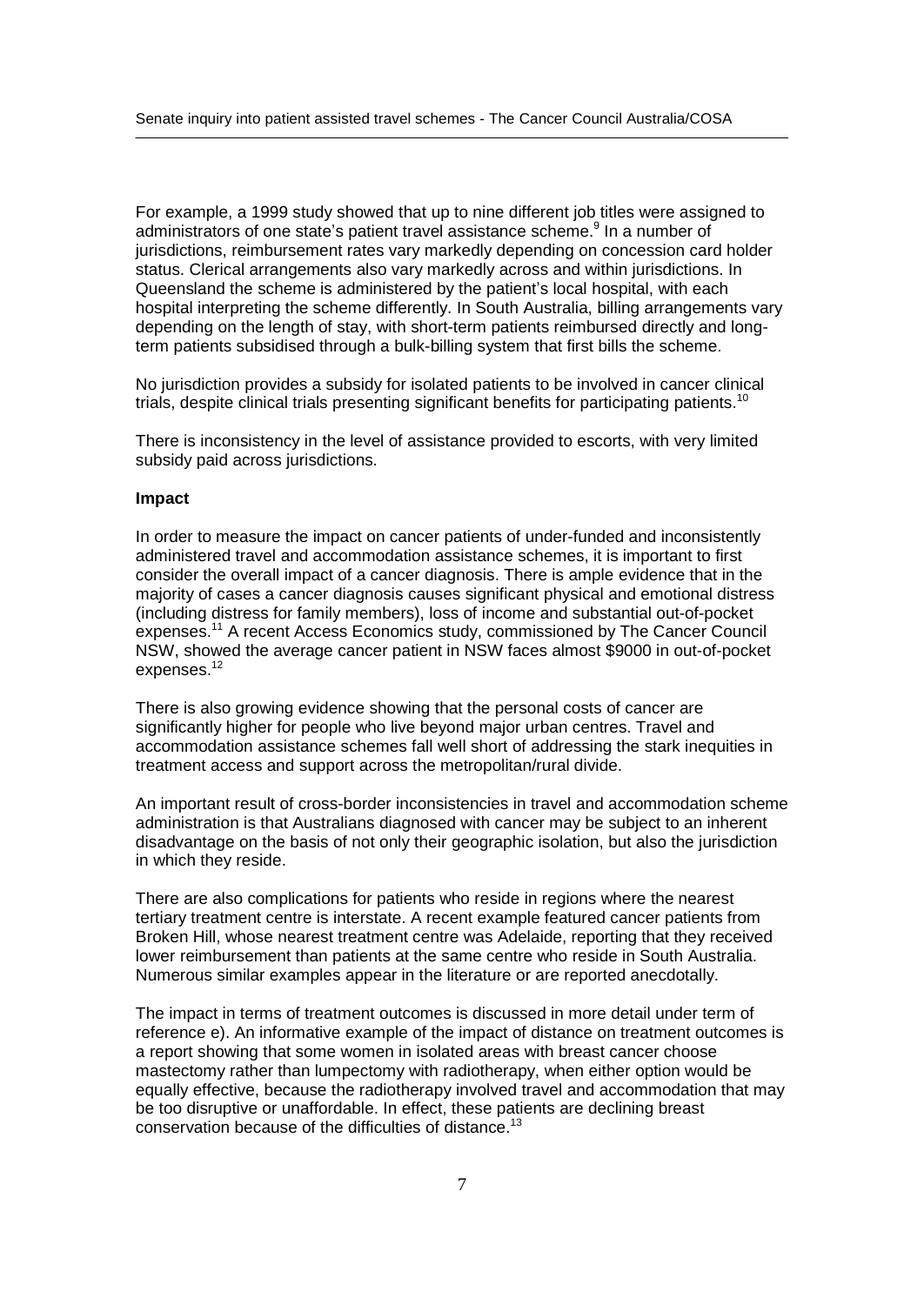For example, a 1999 study showed that up to nine different job titles were assigned to administrators of one state's patient travel assistance scheme.[9] In a number of jurisdictions, reimbursement rates vary markedly depending on concession card holder status. Clerical arrangements also vary markedly across and within jurisdictions. In Queensland the scheme is administered by the patient's local hospital, with each hospital interpreting the scheme differently. In South Australia, billing arrangements vary depending on the length of stay, with short-term patients reimbursed directly and long-term patients subsidised through a bulk-billing system that first bills the scheme.

No jurisdiction provides a subsidy for isolated patients to be involved in cancer clinical trials, despite clinical trials presenting significant benefits for participating patients.[10]

There is inconsistency in the level of assistance provided to escorts, with very limited subsidy paid across jurisdictions.

**Impact**

In order to measure the impact on cancer patients of under-funded and inconsistently administered travel and accommodation assistance schemes, it is important to first consider the overall impact of a cancer diagnosis. There is ample evidence that in the majority of cases a cancer diagnosis causes significant physical and emotional distress (including distress for family members), loss of income and substantial out-of-pocket expenses.[11] A recent Access Economics study, commissioned by The Cancer Council NSW, showed the average cancer patient in NSW faces almost $9000 in out-of-pocket expenses.[12]

There is also growing evidence showing that the personal costs of cancer are significantly higher for people who live beyond major urban centres. Travel and accommodation assistance schemes fall well short of addressing the stark inequities in treatment access and support across the metropolitan/rural divide.

An important result of cross-border inconsistencies in travel and accommodation scheme administration is that Australians diagnosed with cancer may be subject to an inherent disadvantage on the basis of not only their geographic isolation, but also the jurisdiction in which they reside.

There are also complications for patients who reside in regions where the nearest tertiary treatment centre is interstate. A recent example featured cancer patients from Broken Hill, whose nearest treatment centre was Adelaide, reporting that they received lower reimbursement than patients at the same centre who reside in South Australia. Numerous similar examples appear in the literature or are reported anecdotally.

The impact in terms of treatment outcomes is discussed in more detail under term of reference e). An informative example of the impact of distance on treatment outcomes is a report showing that some women in isolated areas with breast cancer choose mastectomy rather than lumpectomy with radiotherapy, when either option would be equally effective, because the radiotherapy involved travel and accommodation that may be too disruptive or unaffordable. In effect, these patients are declining breast conservation because of the difficulties of distance.[13]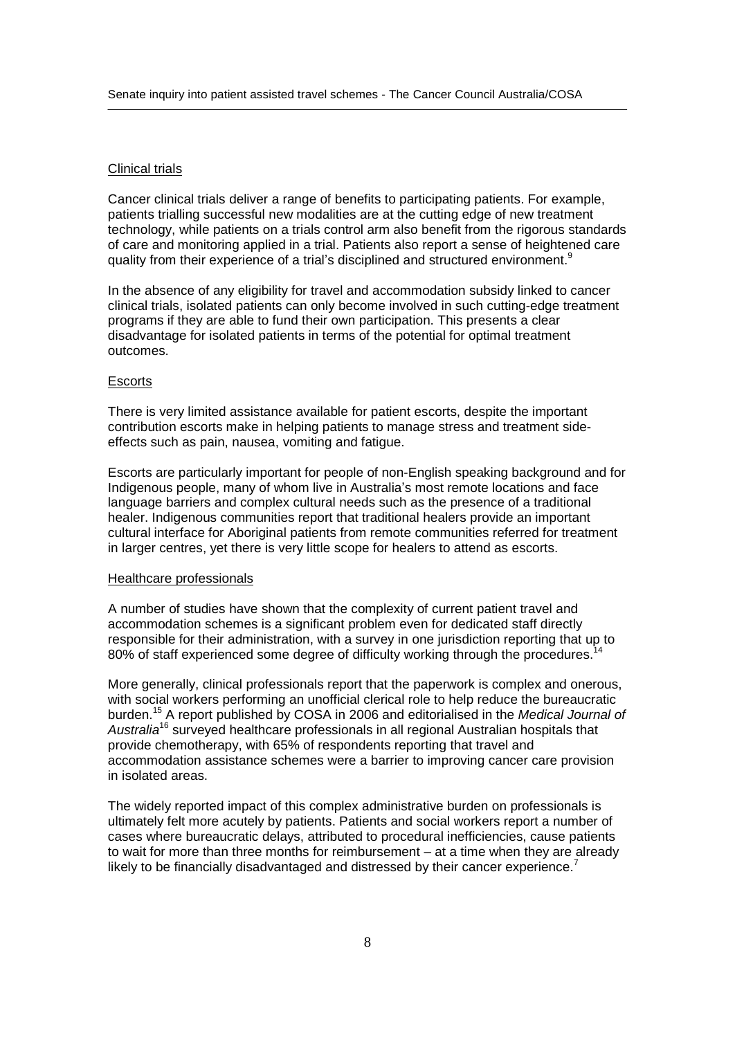Clinical trials

Cancer clinical trials deliver a range of benefits to participating patients. For example, patients trialling successful new modalities are at the cutting edge of new treatment technology, while patients on a trials control arm also benefit from the rigorous standards of care and monitoring applied in a trial. Patients also report a sense of heightened care quality from their experience of a trial's disciplined and structured environment.[9]

In the absence of any eligibility for travel and accommodation subsidy linked to cancer clinical trials, isolated patients can only become involved in such cutting-edge treatment programs if they are able to fund their own participation. This presents a clear disadvantage for isolated patients in terms of the potential for optimal treatment outcomes.

Escorts

There is very limited assistance available for patient escorts, despite the important contribution escorts make in helping patients to manage stress and treatment side-effects such as pain, nausea, vomiting and fatigue.

Escorts are particularly important for people of non-English speaking background and for Indigenous people, many of whom live in Australia's most remote locations and face language barriers and complex cultural needs such as the presence of a traditional healer. Indigenous communities report that traditional healers provide an important cultural interface for Aboriginal patients from remote communities referred for treatment in larger centres, yet there is very little scope for healers to attend as escorts.

Healthcare professionals

A number of studies have shown that the complexity of current patient travel and accommodation schemes is a significant problem even for dedicated staff directly responsible for their administration, with a survey in one jurisdiction reporting that up to 80% of staff experienced some degree of difficulty working through the procedures.[14]

More generally, clinical professionals report that the paperwork is complex and onerous, with social workers performing an unofficial clerical role to help reduce the bureaucratic burden.[15] A report published by COSA in 2006 and editorialised in the *Medical Journal of Australia*[16] surveyed healthcare professionals in all regional Australian hospitals that provide chemotherapy, with 65% of respondents reporting that travel and accommodation assistance schemes were a barrier to improving cancer care provision in isolated areas.

The widely reported impact of this complex administrative burden on professionals is ultimately felt more acutely by patients. Patients and social workers report a number of cases where bureaucratic delays, attributed to procedural inefficiencies, cause patients to wait for more than three months for reimbursement – at a time when they are already likely to be financially disadvantaged and distressed by their cancer experience.[7]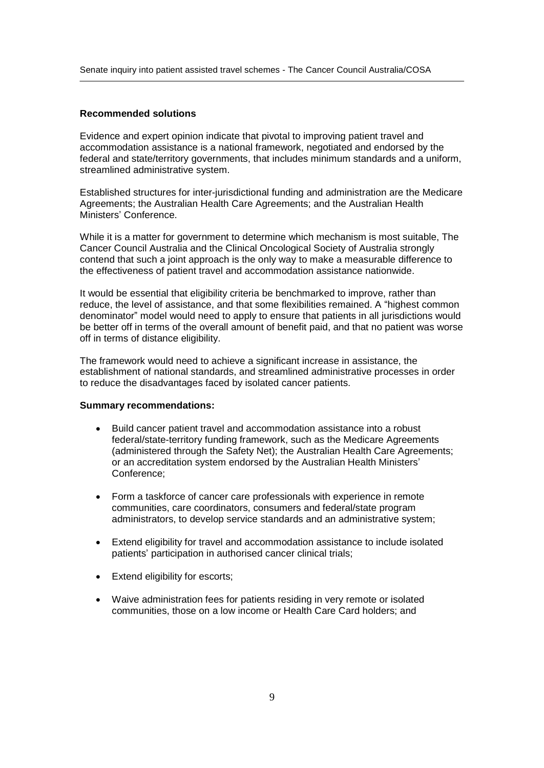**Recommended solutions**

Evidence and expert opinion indicate that pivotal to improving patient travel and accommodation assistance is a national framework, negotiated and endorsed by the federal and state/territory governments, that includes minimum standards and a uniform, streamlined administrative system.

Established structures for inter-jurisdictional funding and administration are the Medicare Agreements; the Australian Health Care Agreements; and the Australian Health Ministers' Conference.

While it is a matter for government to determine which mechanism is most suitable, The Cancer Council Australia and the Clinical Oncological Society of Australia strongly contend that such a joint approach is the only way to make a measurable difference to the effectiveness of patient travel and accommodation assistance nationwide.

It would be essential that eligibility criteria be benchmarked to improve, rather than reduce, the level of assistance, and that some flexibilities remained. A "highest common denominator" model would need to apply to ensure that patients in all jurisdictions would be better off in terms of the overall amount of benefit paid, and that no patient was worse off in terms of distance eligibility.

The framework would need to achieve a significant increase in assistance, the establishment of national standards, and streamlined administrative processes in order to reduce the disadvantages faced by isolated cancer patients.

**Summary recommendations:**

- Build cancer patient travel and accommodation assistance into a robust federal/state-territory funding framework, such as the Medicare Agreements (administered through the Safety Net); the Australian Health Care Agreements; or an accreditation system endorsed by the Australian Health Ministers' Conference;
- Form a taskforce of cancer care professionals with experience in remote communities, care coordinators, consumers and federal/state program administrators, to develop service standards and an administrative system;
- Extend eligibility for travel and accommodation assistance to include isolated patients' participation in authorised cancer clinical trials;
- Extend eligibility for escorts;
- Waive administration fees for patients residing in very remote or isolated communities, those on a low income or Health Care Card holders; and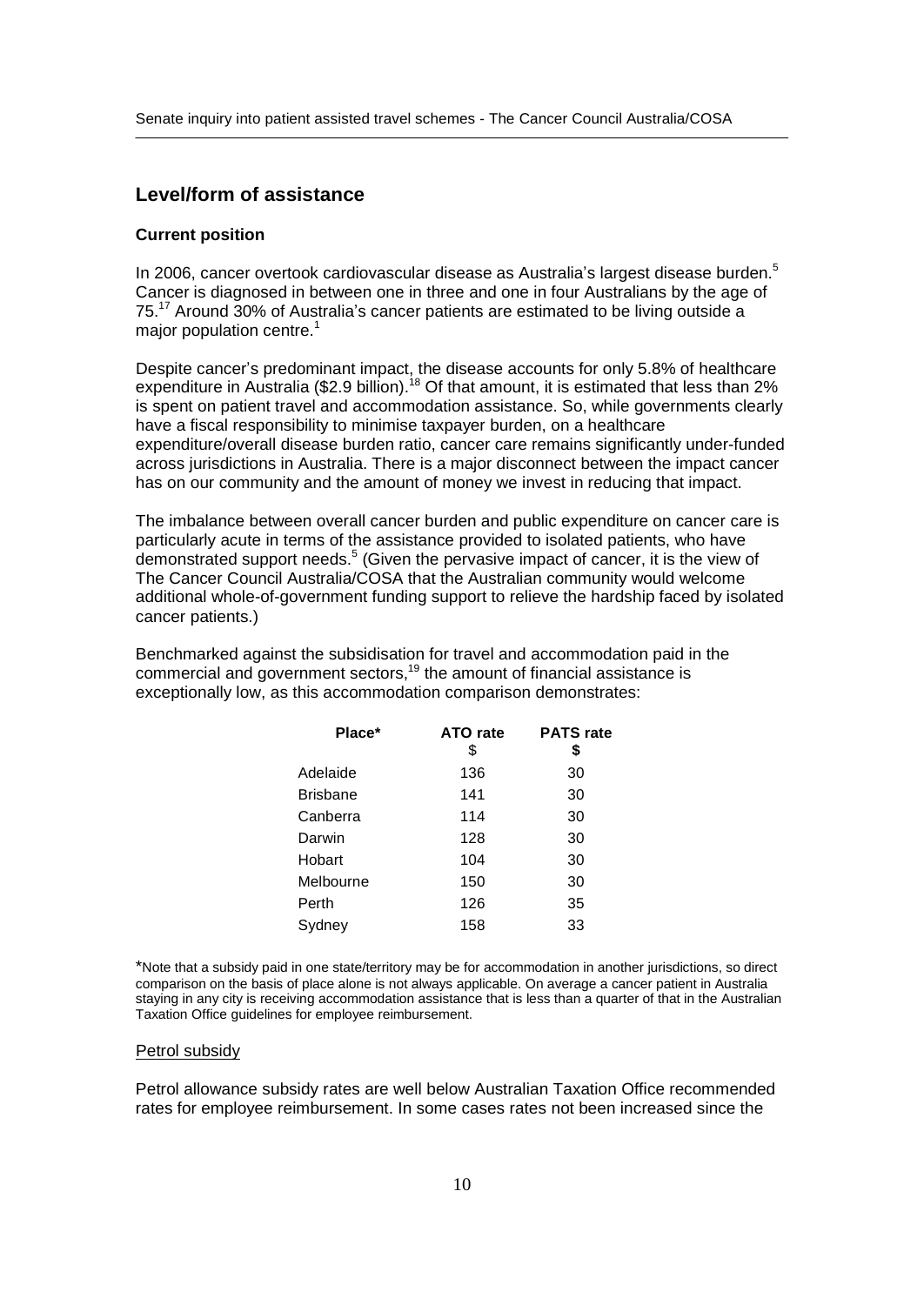## Level/form of assistance

### Current position

In 2006, cancer overtook cardiovascular disease as Australia's largest disease burden.[5] Cancer is diagnosed in between one in three and one in four Australians by the age of 75.[17] Around 30% of Australia's cancer patients are estimated to be living outside a major population centre.[1]

Despite cancer's predominant impact, the disease accounts for only 5.8% of healthcare expenditure in Australia ($2.9 billion).[18] Of that amount, it is estimated that less than 2% is spent on patient travel and accommodation assistance. So, while governments clearly have a fiscal responsibility to minimise taxpayer burden, on a healthcare expenditure/overall disease burden ratio, cancer care remains significantly under-funded across jurisdictions in Australia. There is a major disconnect between the impact cancer has on our community and the amount of money we invest in reducing that impact.

The imbalance between overall cancer burden and public expenditure on cancer care is particularly acute in terms of the assistance provided to isolated patients, who have demonstrated support needs.[5] (Given the pervasive impact of cancer, it is the view of The Cancer Council Australia/COSA that the Australian community would welcome additional whole-of-government funding support to relieve the hardship faced by isolated cancer patients.)

Benchmarked against the subsidisation for travel and accommodation paid in the commercial and government sectors,[19] the amount of financial assistance is exceptionally low, as this accommodation comparison demonstrates:

| Place* | ATO rate $ | PATS rate $ |
|---|---|---|
| Adelaide | 136 | 30 |
| Brisbane | 141 | 30 |
| Canberra | 114 | 30 |
| Darwin | 128 | 30 |
| Hobart | 104 | 30 |
| Melbourne | 150 | 30 |
| Perth | 126 | 35 |
| Sydney | 158 | 33 |

*Note that a subsidy paid in one state/territory may be for accommodation in another jurisdictions, so direct comparison on the basis of place alone is not always applicable. On average a cancer patient in Australia staying in any city is receiving accommodation assistance that is less than a quarter of that in the Australian Taxation Office guidelines for employee reimbursement.

<u>Petrol subsidy</u>

Petrol allowance subsidy rates are well below Australian Taxation Office recommended rates for employee reimbursement. In some cases rates not been increased since the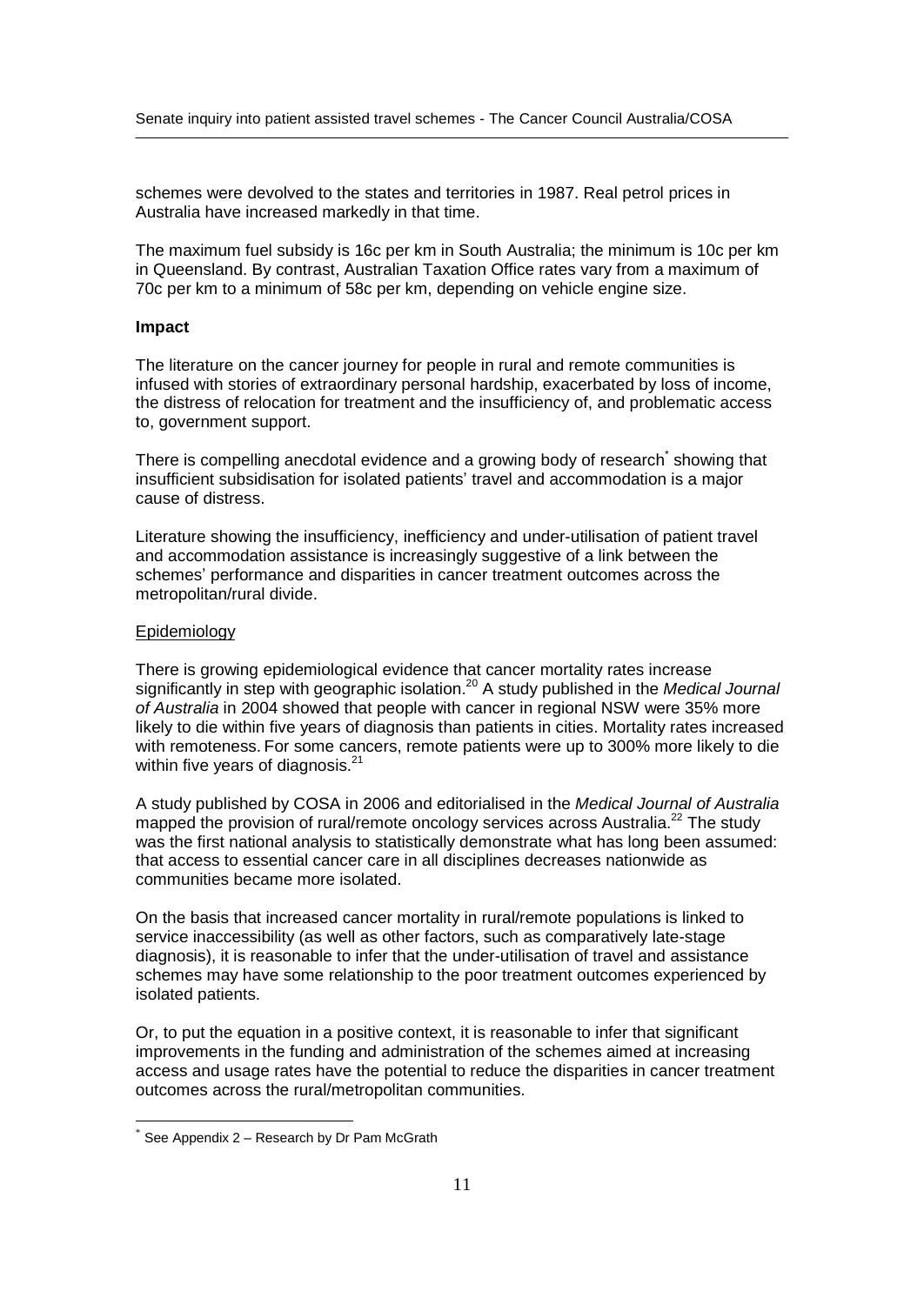schemes were devolved to the states and territories in 1987. Real petrol prices in Australia have increased markedly in that time.

The maximum fuel subsidy is 16c per km in South Australia; the minimum is 10c per km in Queensland. By contrast, Australian Taxation Office rates vary from a maximum of 70c per km to a minimum of 58c per km, depending on vehicle engine size.

**Impact**

The literature on the cancer journey for people in rural and remote communities is infused with stories of extraordinary personal hardship, exacerbated by loss of income, the distress of relocation for treatment and the insufficiency of, and problematic access to, government support.

There is compelling anecdotal evidence and a growing body of research[*] showing that insufficient subsidisation for isolated patients' travel and accommodation is a major cause of distress.

Literature showing the insufficiency, inefficiency and under-utilisation of patient travel and accommodation assistance is increasingly suggestive of a link between the schemes' performance and disparities in cancer treatment outcomes across the metropolitan/rural divide.

<u>Epidemiology</u>

There is growing epidemiological evidence that cancer mortality rates increase significantly in step with geographic isolation.[20] A study published in the *Medical Journal of Australia* in 2004 showed that people with cancer in regional NSW were 35% more likely to die within five years of diagnosis than patients in cities. Mortality rates increased with remoteness. For some cancers, remote patients were up to 300% more likely to die within five years of diagnosis.[21]

A study published by COSA in 2006 and editorialised in the *Medical Journal of Australia* mapped the provision of rural/remote oncology services across Australia.[22] The study was the first national analysis to statistically demonstrate what has long been assumed: that access to essential cancer care in all disciplines decreases nationwide as communities became more isolated.

On the basis that increased cancer mortality in rural/remote populations is linked to service inaccessibility (as well as other factors, such as comparatively late-stage diagnosis), it is reasonable to infer that the under-utilisation of travel and assistance schemes may have some relationship to the poor treatment outcomes experienced by isolated patients.

Or, to put the equation in a positive context, it is reasonable to infer that significant improvements in the funding and administration of the schemes aimed at increasing access and usage rates have the potential to reduce the disparities in cancer treatment outcomes across the rural/metropolitan communities.

[*] See Appendix 2 – Research by Dr Pam McGrath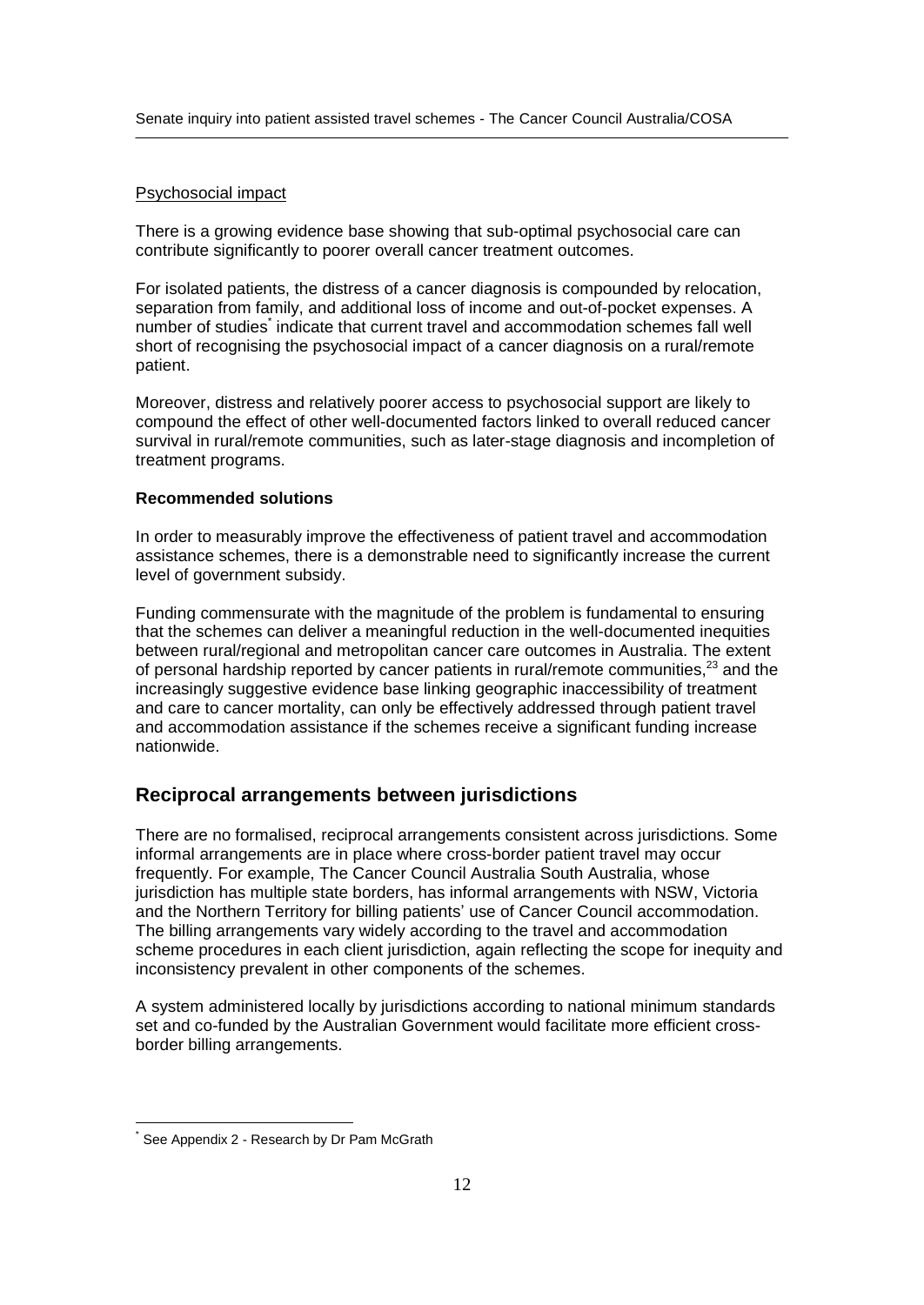Psychosocial impact

There is a growing evidence base showing that sub-optimal psychosocial care can contribute significantly to poorer overall cancer treatment outcomes.

For isolated patients, the distress of a cancer diagnosis is compounded by relocation, separation from family, and additional loss of income and out-of-pocket expenses. A number of studies[*] indicate that current travel and accommodation schemes fall well short of recognising the psychosocial impact of a cancer diagnosis on a rural/remote patient.

Moreover, distress and relatively poorer access to psychosocial support are likely to compound the effect of other well-documented factors linked to overall reduced cancer survival in rural/remote communities, such as later-stage diagnosis and incompletion of treatment programs.

**Recommended solutions**

In order to measurably improve the effectiveness of patient travel and accommodation assistance schemes, there is a demonstrable need to significantly increase the current level of government subsidy.

Funding commensurate with the magnitude of the problem is fundamental to ensuring that the schemes can deliver a meaningful reduction in the well-documented inequities between rural/regional and metropolitan cancer care outcomes in Australia. The extent of personal hardship reported by cancer patients in rural/remote communities,[23] and the increasingly suggestive evidence base linking geographic inaccessibility of treatment and care to cancer mortality, can only be effectively addressed through patient travel and accommodation assistance if the schemes receive a significant funding increase nationwide.

## Reciprocal arrangements between jurisdictions

There are no formalised, reciprocal arrangements consistent across jurisdictions. Some informal arrangements are in place where cross-border patient travel may occur frequently. For example, The Cancer Council Australia South Australia, whose jurisdiction has multiple state borders, has informal arrangements with NSW, Victoria and the Northern Territory for billing patients' use of Cancer Council accommodation. The billing arrangements vary widely according to the travel and accommodation scheme procedures in each client jurisdiction, again reflecting the scope for inequity and inconsistency prevalent in other components of the schemes.

A system administered locally by jurisdictions according to national minimum standards set and co-funded by the Australian Government would facilitate more efficient cross-border billing arrangements.

---

[*] See Appendix 2 - Research by Dr Pam McGrath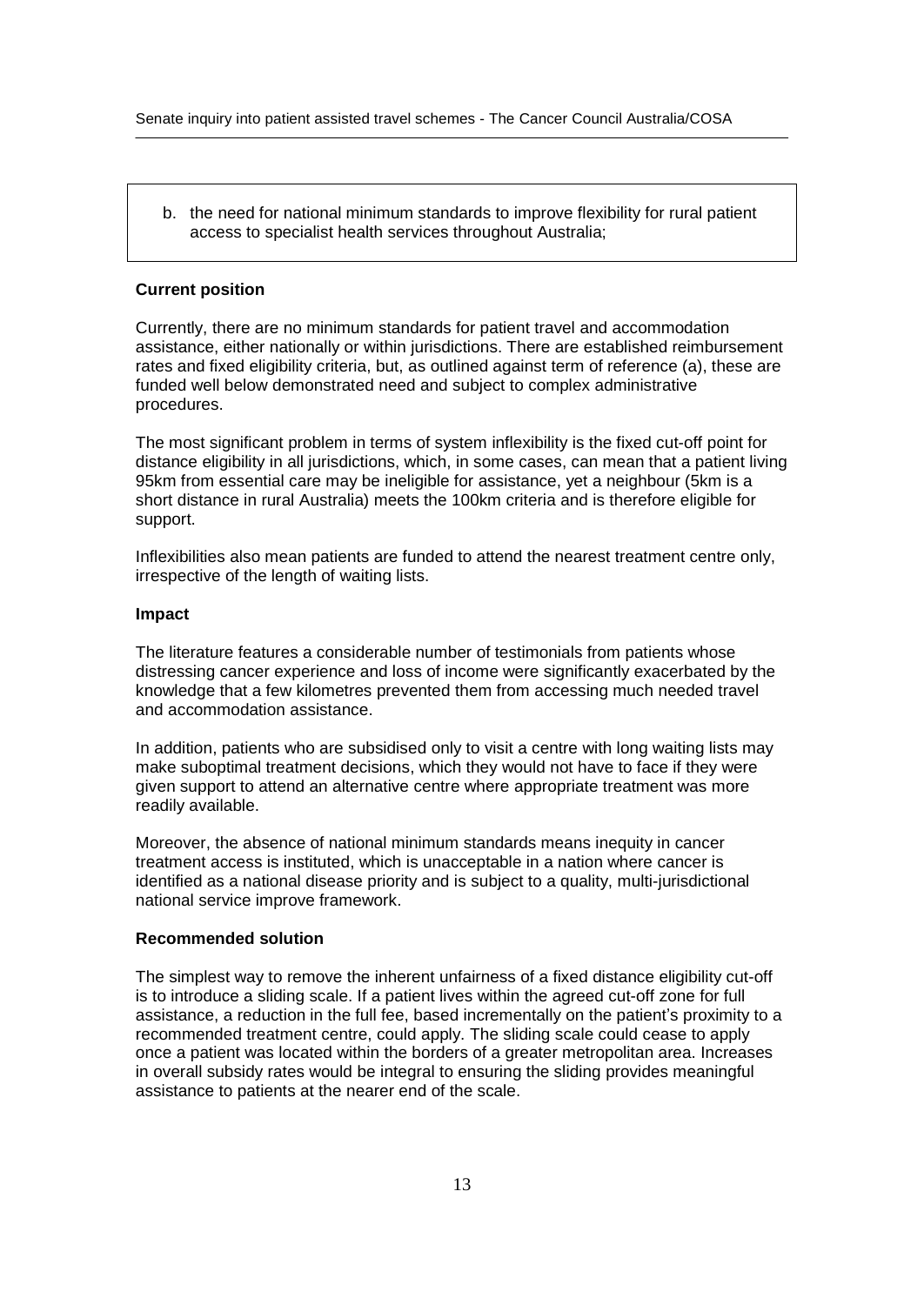b. the need for national minimum standards to improve flexibility for rural patient access to specialist health services throughout Australia;

**Current position**

Currently, there are no minimum standards for patient travel and accommodation assistance, either nationally or within jurisdictions. There are established reimbursement rates and fixed eligibility criteria, but, as outlined against term of reference (a), these are funded well below demonstrated need and subject to complex administrative procedures.

The most significant problem in terms of system inflexibility is the fixed cut-off point for distance eligibility in all jurisdictions, which, in some cases, can mean that a patient living 95km from essential care may be ineligible for assistance, yet a neighbour (5km is a short distance in rural Australia) meets the 100km criteria and is therefore eligible for support.

Inflexibilities also mean patients are funded to attend the nearest treatment centre only, irrespective of the length of waiting lists.

**Impact**

The literature features a considerable number of testimonials from patients whose distressing cancer experience and loss of income were significantly exacerbated by the knowledge that a few kilometres prevented them from accessing much needed travel and accommodation assistance.

In addition, patients who are subsidised only to visit a centre with long waiting lists may make suboptimal treatment decisions, which they would not have to face if they were given support to attend an alternative centre where appropriate treatment was more readily available.

Moreover, the absence of national minimum standards means inequity in cancer treatment access is instituted, which is unacceptable in a nation where cancer is identified as a national disease priority and is subject to a quality, multi-jurisdictional national service improve framework.

**Recommended solution**

The simplest way to remove the inherent unfairness of a fixed distance eligibility cut-off is to introduce a sliding scale. If a patient lives within the agreed cut-off zone for full assistance, a reduction in the full fee, based incrementally on the patient's proximity to a recommended treatment centre, could apply. The sliding scale could cease to apply once a patient was located within the borders of a greater metropolitan area. Increases in overall subsidy rates would be integral to ensuring the sliding provides meaningful assistance to patients at the nearer end of the scale.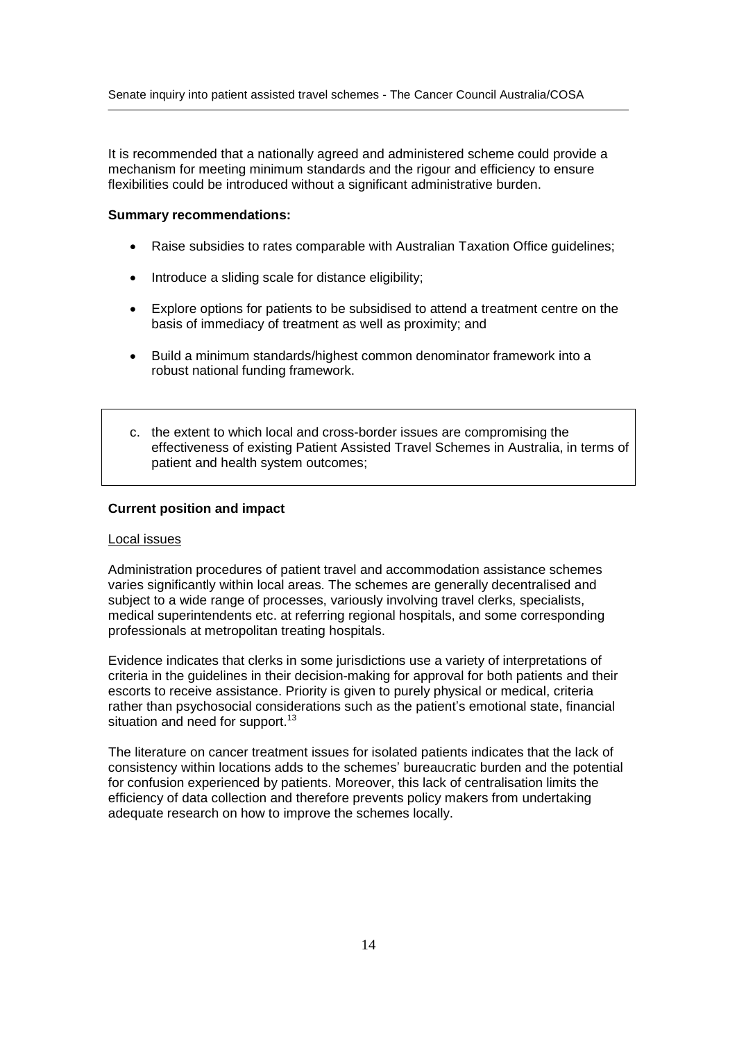It is recommended that a nationally agreed and administered scheme could provide a mechanism for meeting minimum standards and the rigour and efficiency to ensure flexibilities could be introduced without a significant administrative burden.

**Summary recommendations:**

- Raise subsidies to rates comparable with Australian Taxation Office guidelines;
- Introduce a sliding scale for distance eligibility;
- Explore options for patients to be subsidised to attend a treatment centre on the basis of immediacy of treatment as well as proximity; and
- Build a minimum standards/highest common denominator framework into a robust national funding framework.

> c. the extent to which local and cross-border issues are compromising the effectiveness of existing Patient Assisted Travel Schemes in Australia, in terms of patient and health system outcomes;

**Current position and impact**

Local issues

Administration procedures of patient travel and accommodation assistance schemes varies significantly within local areas. The schemes are generally decentralised and subject to a wide range of processes, variously involving travel clerks, specialists, medical superintendents etc. at referring regional hospitals, and some corresponding professionals at metropolitan treating hospitals.

Evidence indicates that clerks in some jurisdictions use a variety of interpretations of criteria in the guidelines in their decision-making for approval for both patients and their escorts to receive assistance. Priority is given to purely physical or medical, criteria rather than psychosocial considerations such as the patient's emotional state, financial situation and need for support.[13]

The literature on cancer treatment issues for isolated patients indicates that the lack of consistency within locations adds to the schemes' bureaucratic burden and the potential for confusion experienced by patients. Moreover, this lack of centralisation limits the efficiency of data collection and therefore prevents policy makers from undertaking adequate research on how to improve the schemes locally.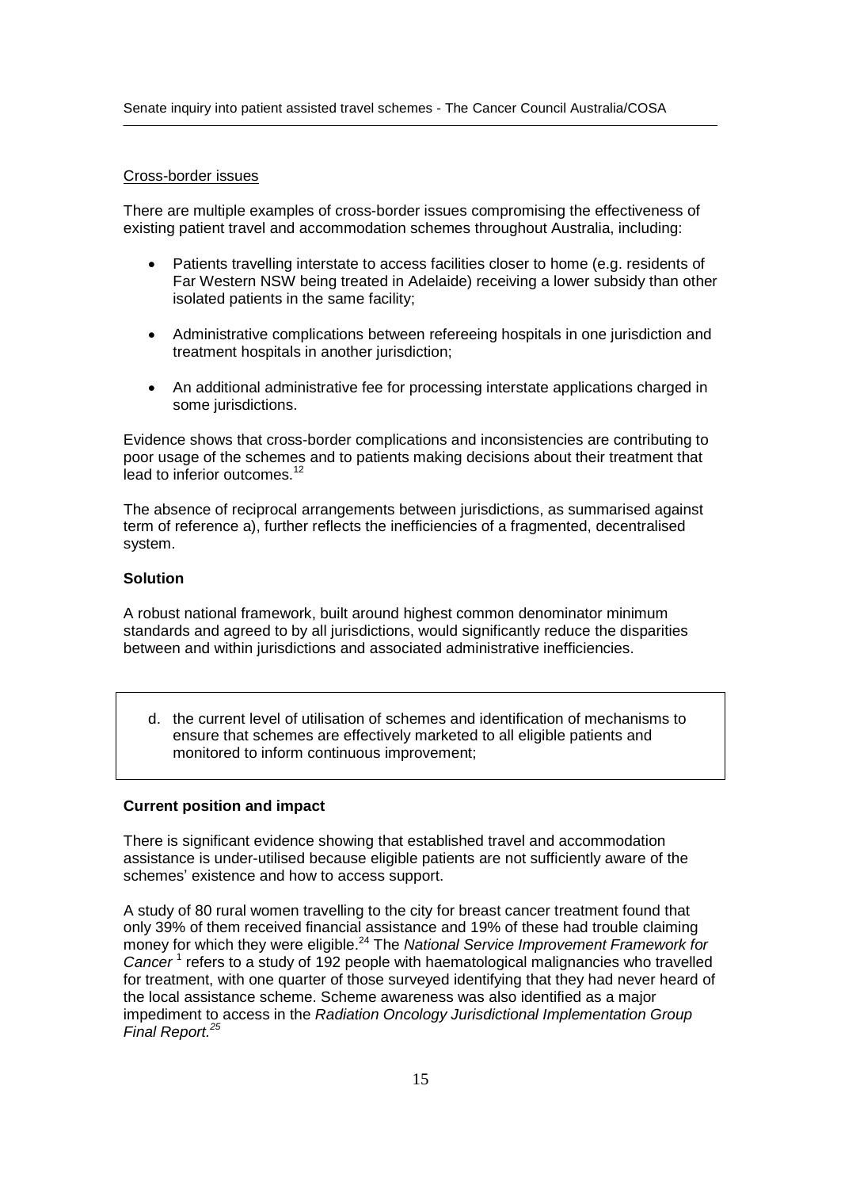Cross-border issues

There are multiple examples of cross-border issues compromising the effectiveness of existing patient travel and accommodation schemes throughout Australia, including:

- Patients travelling interstate to access facilities closer to home (e.g. residents of Far Western NSW being treated in Adelaide) receiving a lower subsidy than other isolated patients in the same facility;
- Administrative complications between refereeing hospitals in one jurisdiction and treatment hospitals in another jurisdiction;
- An additional administrative fee for processing interstate applications charged in some jurisdictions.

Evidence shows that cross-border complications and inconsistencies are contributing to poor usage of the schemes and to patients making decisions about their treatment that lead to inferior outcomes.[12]

The absence of reciprocal arrangements between jurisdictions, as summarised against term of reference a), further reflects the inefficiencies of a fragmented, decentralised system.

**Solution**

A robust national framework, built around highest common denominator minimum standards and agreed to by all jurisdictions, would significantly reduce the disparities between and within jurisdictions and associated administrative inefficiencies.

> d. the current level of utilisation of schemes and identification of mechanisms to ensure that schemes are effectively marketed to all eligible patients and monitored to inform continuous improvement;

**Current position and impact**

There is significant evidence showing that established travel and accommodation assistance is under-utilised because eligible patients are not sufficiently aware of the schemes' existence and how to access support.

A study of 80 rural women travelling to the city for breast cancer treatment found that only 39% of them received financial assistance and 19% of these had trouble claiming money for which they were eligible.[24] The *National Service Improvement Framework for Cancer* [1] refers to a study of 192 people with haematological malignancies who travelled for treatment, with one quarter of those surveyed identifying that they had never heard of the local assistance scheme. Scheme awareness was also identified as a major impediment to access in the *Radiation Oncology Jurisdictional Implementation Group Final Report.*[25]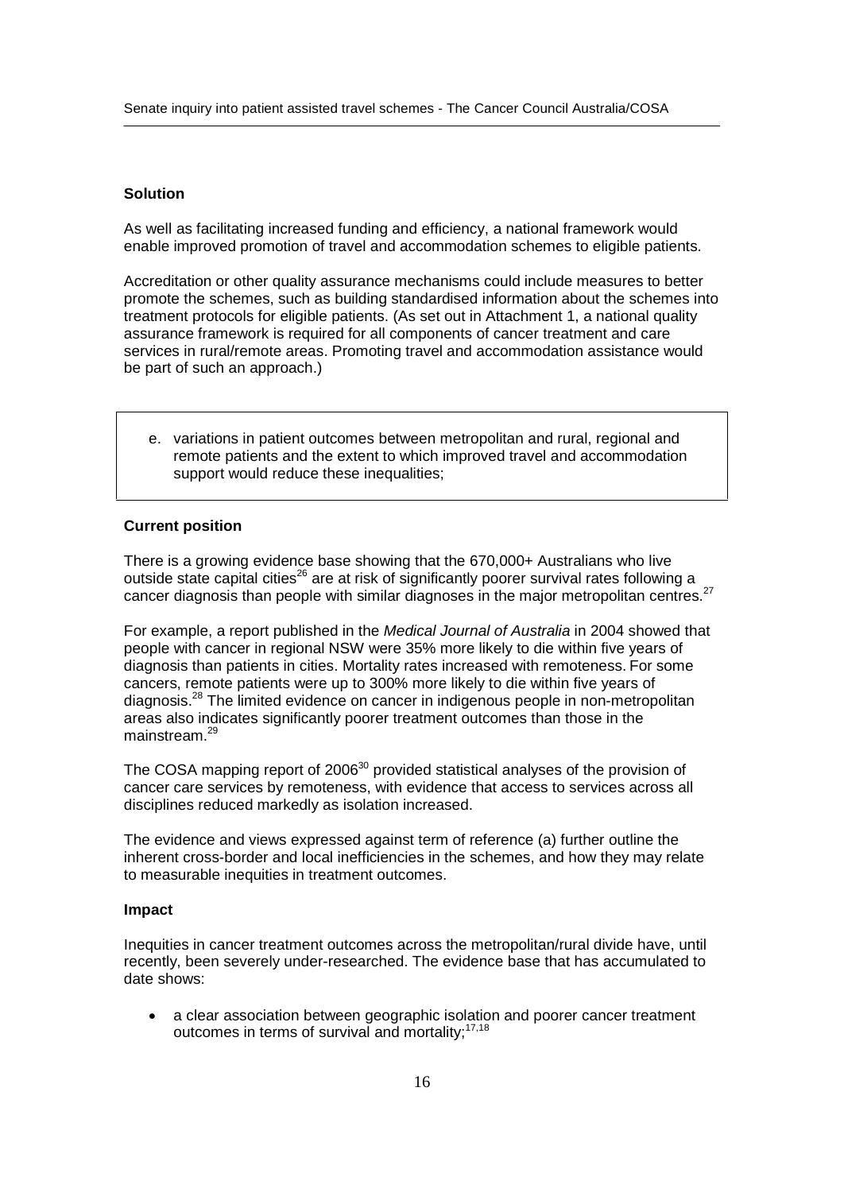### Solution

As well as facilitating increased funding and efficiency, a national framework would enable improved promotion of travel and accommodation schemes to eligible patients.

Accreditation or other quality assurance mechanisms could include measures to better promote the schemes, such as building standardised information about the schemes into treatment protocols for eligible patients. (As set out in Attachment 1, a national quality assurance framework is required for all components of cancer treatment and care services in rural/remote areas. Promoting travel and accommodation assistance would be part of such an approach.)

> e. variations in patient outcomes between metropolitan and rural, regional and remote patients and the extent to which improved travel and accommodation support would reduce these inequalities;

### Current position

There is a growing evidence base showing that the 670,000+ Australians who live outside state capital cities[26] are at risk of significantly poorer survival rates following a cancer diagnosis than people with similar diagnoses in the major metropolitan centres.[27]

For example, a report published in the *Medical Journal of Australia* in 2004 showed that people with cancer in regional NSW were 35% more likely to die within five years of diagnosis than patients in cities. Mortality rates increased with remoteness. For some cancers, remote patients were up to 300% more likely to die within five years of diagnosis.[28] The limited evidence on cancer in indigenous people in non-metropolitan areas also indicates significantly poorer treatment outcomes than those in the mainstream.[29]

The COSA mapping report of 2006[30] provided statistical analyses of the provision of cancer care services by remoteness, with evidence that access to services across all disciplines reduced markedly as isolation increased.

The evidence and views expressed against term of reference (a) further outline the inherent cross-border and local inefficiencies in the schemes, and how they may relate to measurable inequities in treatment outcomes.

### Impact

Inequities in cancer treatment outcomes across the metropolitan/rural divide have, until recently, been severely under-researched. The evidence base that has accumulated to date shows:

- a clear association between geographic isolation and poorer cancer treatment outcomes in terms of survival and mortality;[17,18]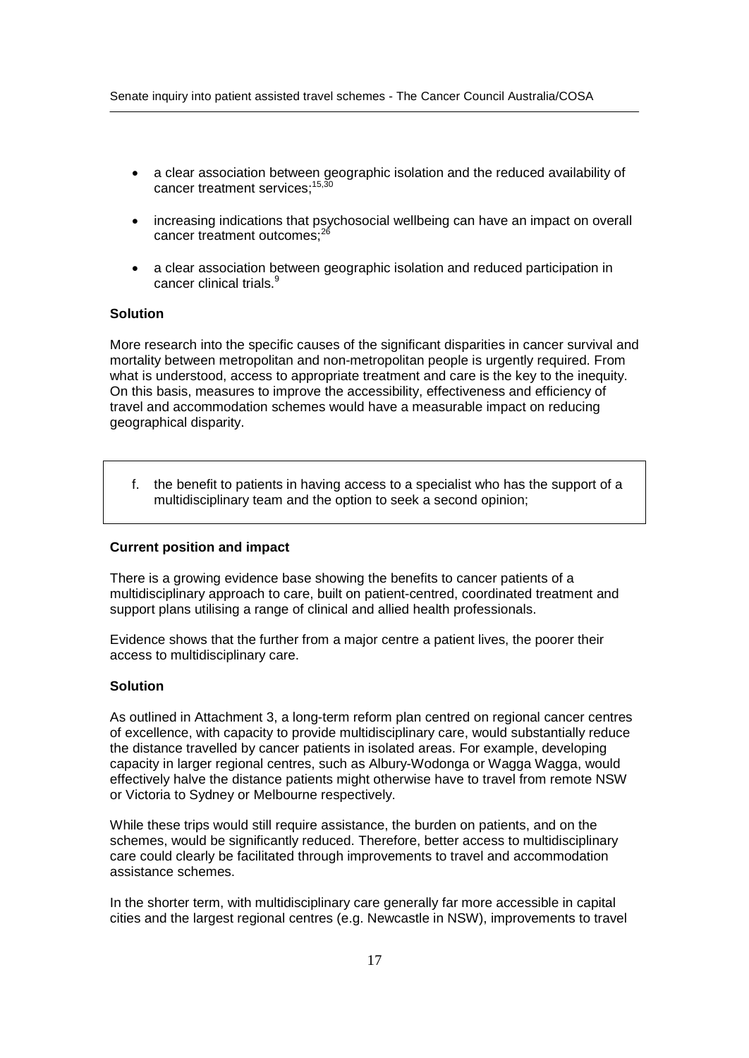- a clear association between geographic isolation and the reduced availability of cancer treatment services;[15,30]

- increasing indications that psychosocial wellbeing can have an impact on overall cancer treatment outcomes;[26]

- a clear association between geographic isolation and reduced participation in cancer clinical trials.[9]

**Solution**

More research into the specific causes of the significant disparities in cancer survival and mortality between metropolitan and non-metropolitan people is urgently required. From what is understood, access to appropriate treatment and care is the key to the inequity. On this basis, measures to improve the accessibility, effectiveness and efficiency of travel and accommodation schemes would have a measurable impact on reducing geographical disparity.

f. the benefit to patients in having access to a specialist who has the support of a multidisciplinary team and the option to seek a second opinion;

**Current position and impact**

There is a growing evidence base showing the benefits to cancer patients of a multidisciplinary approach to care, built on patient-centred, coordinated treatment and support plans utilising a range of clinical and allied health professionals.

Evidence shows that the further from a major centre a patient lives, the poorer their access to multidisciplinary care.

**Solution**

As outlined in Attachment 3, a long-term reform plan centred on regional cancer centres of excellence, with capacity to provide multidisciplinary care, would substantially reduce the distance travelled by cancer patients in isolated areas. For example, developing capacity in larger regional centres, such as Albury-Wodonga or Wagga Wagga, would effectively halve the distance patients might otherwise have to travel from remote NSW or Victoria to Sydney or Melbourne respectively.

While these trips would still require assistance, the burden on patients, and on the schemes, would be significantly reduced. Therefore, better access to multidisciplinary care could clearly be facilitated through improvements to travel and accommodation assistance schemes.

In the shorter term, with multidisciplinary care generally far more accessible in capital cities and the largest regional centres (e.g. Newcastle in NSW), improvements to travel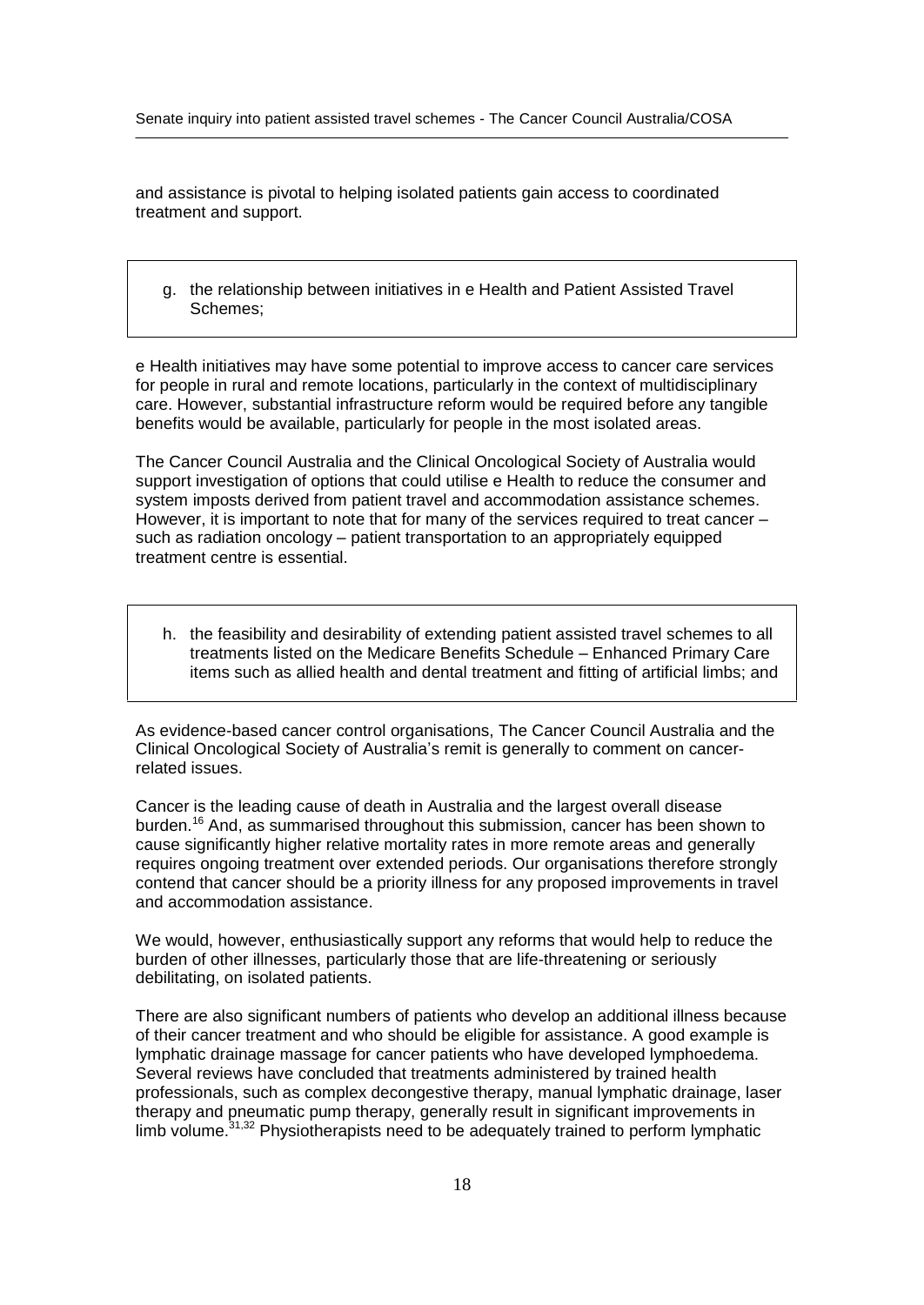and assistance is pivotal to helping isolated patients gain access to coordinated treatment and support.

> g. the relationship between initiatives in e Health and Patient Assisted Travel Schemes;

e Health initiatives may have some potential to improve access to cancer care services for people in rural and remote locations, particularly in the context of multidisciplinary care. However, substantial infrastructure reform would be required before any tangible benefits would be available, particularly for people in the most isolated areas.

The Cancer Council Australia and the Clinical Oncological Society of Australia would support investigation of options that could utilise e Health to reduce the consumer and system imposts derived from patient travel and accommodation assistance schemes. However, it is important to note that for many of the services required to treat cancer – such as radiation oncology – patient transportation to an appropriately equipped treatment centre is essential.

> h. the feasibility and desirability of extending patient assisted travel schemes to all treatments listed on the Medicare Benefits Schedule – Enhanced Primary Care items such as allied health and dental treatment and fitting of artificial limbs; and

As evidence-based cancer control organisations, The Cancer Council Australia and the Clinical Oncological Society of Australia's remit is generally to comment on cancer-related issues.

Cancer is the leading cause of death in Australia and the largest overall disease burden.[16] And, as summarised throughout this submission, cancer has been shown to cause significantly higher relative mortality rates in more remote areas and generally requires ongoing treatment over extended periods. Our organisations therefore strongly contend that cancer should be a priority illness for any proposed improvements in travel and accommodation assistance.

We would, however, enthusiastically support any reforms that would help to reduce the burden of other illnesses, particularly those that are life-threatening or seriously debilitating, on isolated patients.

There are also significant numbers of patients who develop an additional illness because of their cancer treatment and who should be eligible for assistance. A good example is lymphatic drainage massage for cancer patients who have developed lymphoedema. Several reviews have concluded that treatments administered by trained health professionals, such as complex decongestive therapy, manual lymphatic drainage, laser therapy and pneumatic pump therapy, generally result in significant improvements in limb volume.[31,32] Physiotherapists need to be adequately trained to perform lymphatic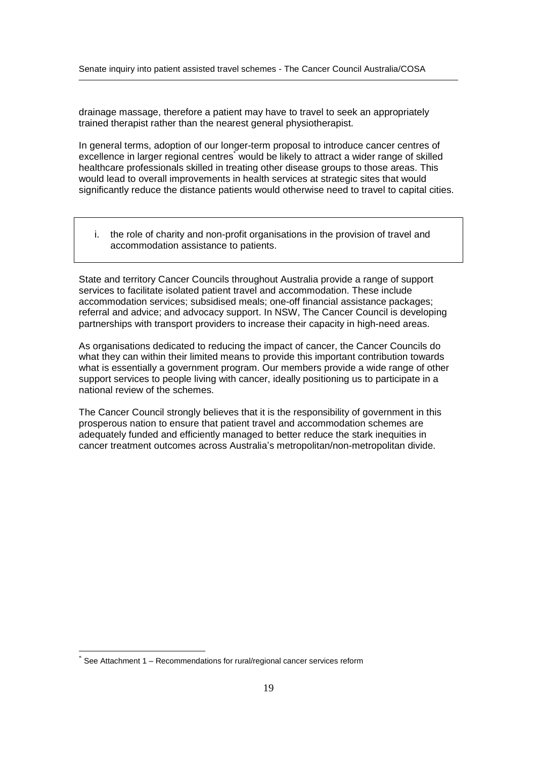drainage massage, therefore a patient may have to travel to seek an appropriately trained therapist rather than the nearest general physiotherapist.

In general terms, adoption of our longer-term proposal to introduce cancer centres of excellence in larger regional centres* would be likely to attract a wider range of skilled healthcare professionals skilled in treating other disease groups to those areas. This would lead to overall improvements in health services at strategic sites that would significantly reduce the distance patients would otherwise need to travel to capital cities.

> i. the role of charity and non-profit organisations in the provision of travel and accommodation assistance to patients.

State and territory Cancer Councils throughout Australia provide a range of support services to facilitate isolated patient travel and accommodation. These include accommodation services; subsidised meals; one-off financial assistance packages; referral and advice; and advocacy support. In NSW, The Cancer Council is developing partnerships with transport providers to increase their capacity in high-need areas.

As organisations dedicated to reducing the impact of cancer, the Cancer Councils do what they can within their limited means to provide this important contribution towards what is essentially a government program. Our members provide a wide range of other support services to people living with cancer, ideally positioning us to participate in a national review of the schemes.

The Cancer Council strongly believes that it is the responsibility of government in this prosperous nation to ensure that patient travel and accommodation schemes are adequately funded and efficiently managed to better reduce the stark inequities in cancer treatment outcomes across Australia's metropolitan/non-metropolitan divide.

---

* See Attachment 1 – Recommendations for rural/regional cancer services reform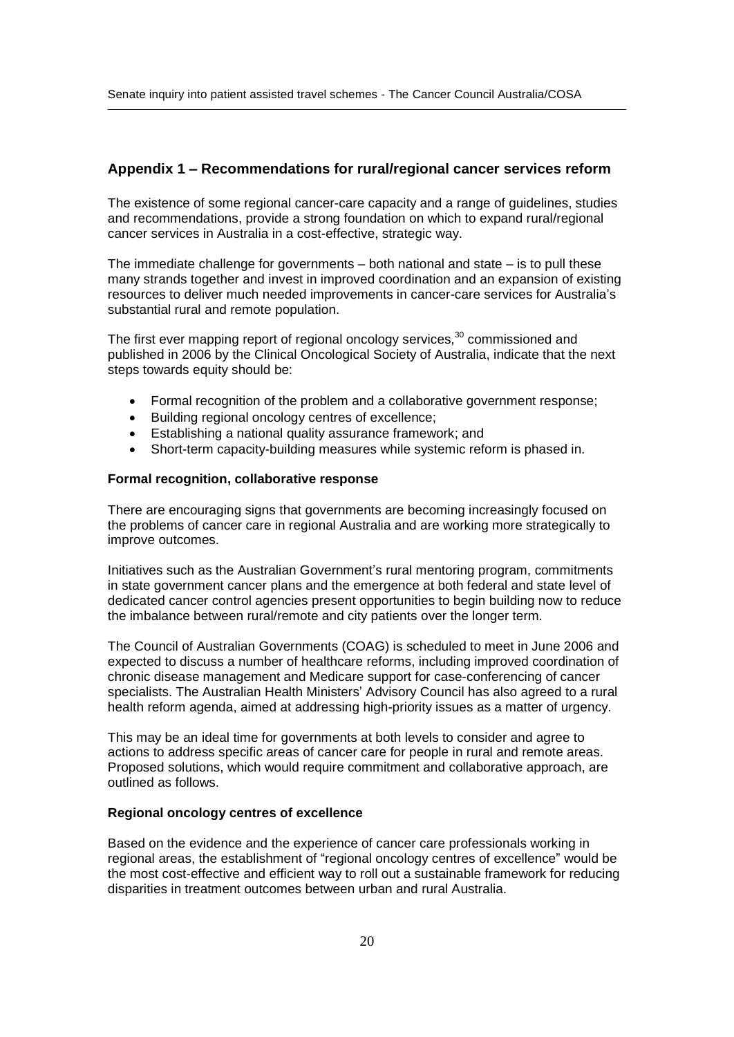## Appendix 1 – Recommendations for rural/regional cancer services reform

The existence of some regional cancer-care capacity and a range of guidelines, studies and recommendations, provide a strong foundation on which to expand rural/regional cancer services in Australia in a cost-effective, strategic way.

The immediate challenge for governments – both national and state – is to pull these many strands together and invest in improved coordination and an expansion of existing resources to deliver much needed improvements in cancer-care services for Australia's substantial rural and remote population.

The first ever mapping report of regional oncology services,[30] commissioned and published in 2006 by the Clinical Oncological Society of Australia, indicate that the next steps towards equity should be:

- Formal recognition of the problem and a collaborative government response;
- Building regional oncology centres of excellence;
- Establishing a national quality assurance framework; and
- Short-term capacity-building measures while systemic reform is phased in.

**Formal recognition, collaborative response**

There are encouraging signs that governments are becoming increasingly focused on the problems of cancer care in regional Australia and are working more strategically to improve outcomes.

Initiatives such as the Australian Government's rural mentoring program, commitments in state government cancer plans and the emergence at both federal and state level of dedicated cancer control agencies present opportunities to begin building now to reduce the imbalance between rural/remote and city patients over the longer term.

The Council of Australian Governments (COAG) is scheduled to meet in June 2006 and expected to discuss a number of healthcare reforms, including improved coordination of chronic disease management and Medicare support for case-conferencing of cancer specialists. The Australian Health Ministers' Advisory Council has also agreed to a rural health reform agenda, aimed at addressing high-priority issues as a matter of urgency.

This may be an ideal time for governments at both levels to consider and agree to actions to address specific areas of cancer care for people in rural and remote areas. Proposed solutions, which would require commitment and collaborative approach, are outlined as follows.

**Regional oncology centres of excellence**

Based on the evidence and the experience of cancer care professionals working in regional areas, the establishment of "regional oncology centres of excellence" would be the most cost-effective and efficient way to roll out a sustainable framework for reducing disparities in treatment outcomes between urban and rural Australia.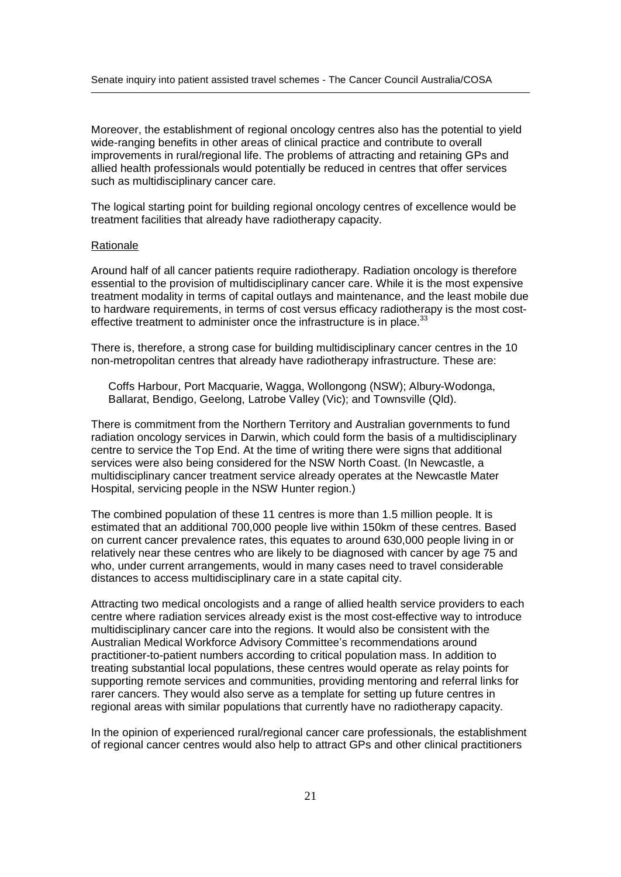Moreover, the establishment of regional oncology centres also has the potential to yield wide-ranging benefits in other areas of clinical practice and contribute to overall improvements in rural/regional life. The problems of attracting and retaining GPs and allied health professionals would potentially be reduced in centres that offer services such as multidisciplinary cancer care.

The logical starting point for building regional oncology centres of excellence would be treatment facilities that already have radiotherapy capacity.

Rationale

Around half of all cancer patients require radiotherapy. Radiation oncology is therefore essential to the provision of multidisciplinary cancer care. While it is the most expensive treatment modality in terms of capital outlays and maintenance, and the least mobile due to hardware requirements, in terms of cost versus efficacy radiotherapy is the most cost-effective treatment to administer once the infrastructure is in place.[33]

There is, therefore, a strong case for building multidisciplinary cancer centres in the 10 non-metropolitan centres that already have radiotherapy infrastructure. These are:

> Coffs Harbour, Port Macquarie, Wagga, Wollongong (NSW); Albury-Wodonga, Ballarat, Bendigo, Geelong, Latrobe Valley (Vic); and Townsville (Qld).

There is commitment from the Northern Territory and Australian governments to fund radiation oncology services in Darwin, which could form the basis of a multidisciplinary centre to service the Top End. At the time of writing there were signs that additional services were also being considered for the NSW North Coast. (In Newcastle, a multidisciplinary cancer treatment service already operates at the Newcastle Mater Hospital, servicing people in the NSW Hunter region.)

The combined population of these 11 centres is more than 1.5 million people. It is estimated that an additional 700,000 people live within 150km of these centres. Based on current cancer prevalence rates, this equates to around 630,000 people living in or relatively near these centres who are likely to be diagnosed with cancer by age 75 and who, under current arrangements, would in many cases need to travel considerable distances to access multidisciplinary care in a state capital city.

Attracting two medical oncologists and a range of allied health service providers to each centre where radiation services already exist is the most cost-effective way to introduce multidisciplinary cancer care into the regions. It would also be consistent with the Australian Medical Workforce Advisory Committee's recommendations around practitioner-to-patient numbers according to critical population mass. In addition to treating substantial local populations, these centres would operate as relay points for supporting remote services and communities, providing mentoring and referral links for rarer cancers. They would also serve as a template for setting up future centres in regional areas with similar populations that currently have no radiotherapy capacity.

In the opinion of experienced rural/regional cancer care professionals, the establishment of regional cancer centres would also help to attract GPs and other clinical practitioners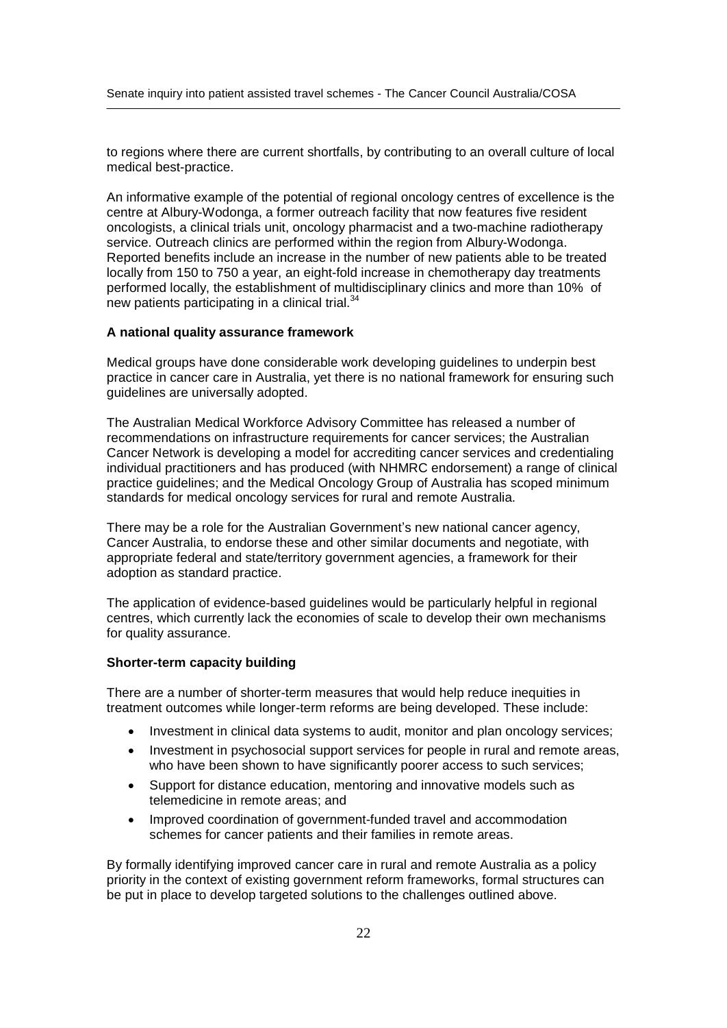to regions where there are current shortfalls, by contributing to an overall culture of local medical best-practice.

An informative example of the potential of regional oncology centres of excellence is the centre at Albury-Wodonga, a former outreach facility that now features five resident oncologists, a clinical trials unit, oncology pharmacist and a two-machine radiotherapy service. Outreach clinics are performed within the region from Albury-Wodonga. Reported benefits include an increase in the number of new patients able to be treated locally from 150 to 750 a year, an eight-fold increase in chemotherapy day treatments performed locally, the establishment of multidisciplinary clinics and more than 10% of new patients participating in a clinical trial.[34]

**A national quality assurance framework**

Medical groups have done considerable work developing guidelines to underpin best practice in cancer care in Australia, yet there is no national framework for ensuring such guidelines are universally adopted.

The Australian Medical Workforce Advisory Committee has released a number of recommendations on infrastructure requirements for cancer services; the Australian Cancer Network is developing a model for accrediting cancer services and credentialing individual practitioners and has produced (with NHMRC endorsement) a range of clinical practice guidelines; and the Medical Oncology Group of Australia has scoped minimum standards for medical oncology services for rural and remote Australia.

There may be a role for the Australian Government's new national cancer agency, Cancer Australia, to endorse these and other similar documents and negotiate, with appropriate federal and state/territory government agencies, a framework for their adoption as standard practice.

The application of evidence-based guidelines would be particularly helpful in regional centres, which currently lack the economies of scale to develop their own mechanisms for quality assurance.

**Shorter-term capacity building**

There are a number of shorter-term measures that would help reduce inequities in treatment outcomes while longer-term reforms are being developed. These include:

- Investment in clinical data systems to audit, monitor and plan oncology services;
- Investment in psychosocial support services for people in rural and remote areas, who have been shown to have significantly poorer access to such services;
- Support for distance education, mentoring and innovative models such as telemedicine in remote areas; and
- Improved coordination of government-funded travel and accommodation schemes for cancer patients and their families in remote areas.

By formally identifying improved cancer care in rural and remote Australia as a policy priority in the context of existing government reform frameworks, formal structures can be put in place to develop targeted solutions to the challenges outlined above.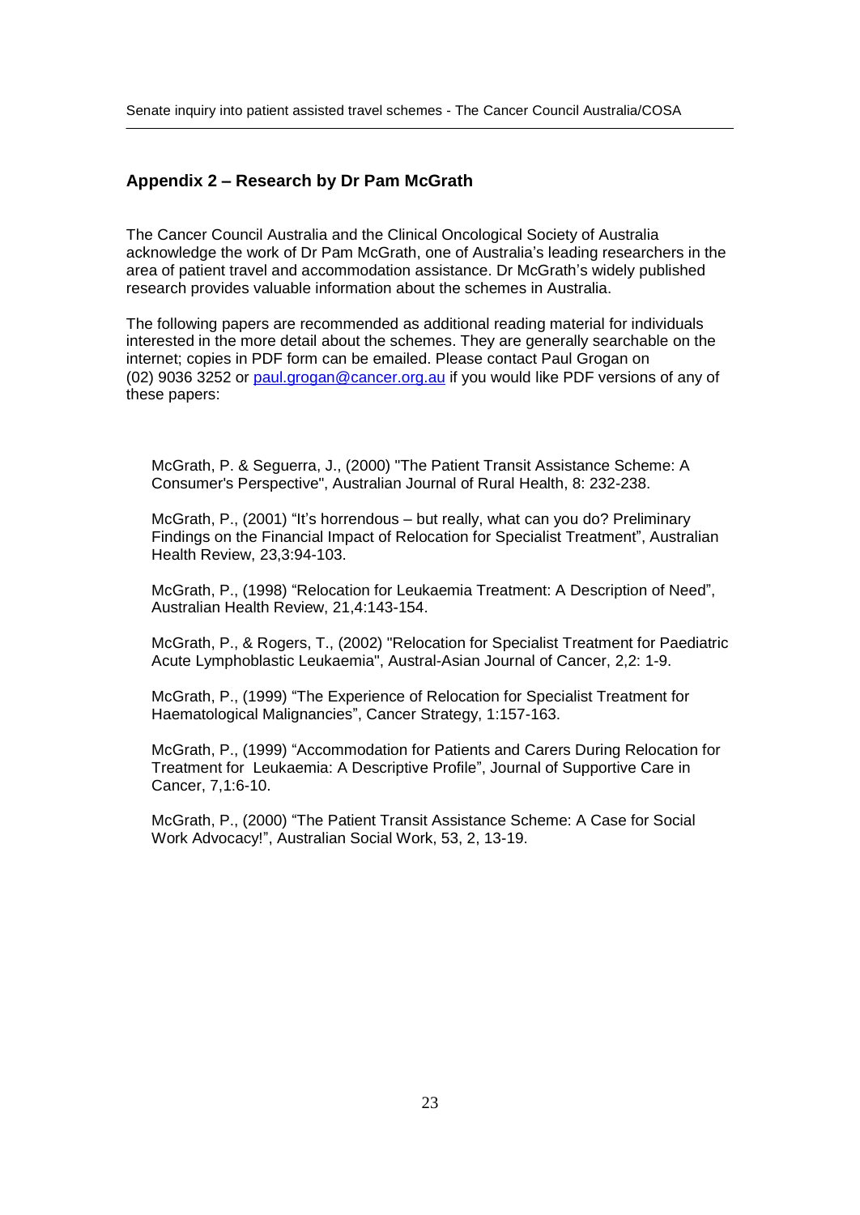## Appendix 2 – Research by Dr Pam McGrath

The Cancer Council Australia and the Clinical Oncological Society of Australia acknowledge the work of Dr Pam McGrath, one of Australia's leading researchers in the area of patient travel and accommodation assistance. Dr McGrath's widely published research provides valuable information about the schemes in Australia.

The following papers are recommended as additional reading material for individuals interested in the more detail about the schemes. They are generally searchable on the internet; copies in PDF form can be emailed. Please contact Paul Grogan on (02) 9036 3252 or paul.grogan@cancer.org.au if you would like PDF versions of any of these papers:

McGrath, P. & Seguerra, J., (2000) "The Patient Transit Assistance Scheme: A Consumer's Perspective", Australian Journal of Rural Health, 8: 232-238.

McGrath, P., (2001) "It's horrendous – but really, what can you do? Preliminary Findings on the Financial Impact of Relocation for Specialist Treatment", Australian Health Review, 23,3:94-103.

McGrath, P., (1998) "Relocation for Leukaemia Treatment: A Description of Need", Australian Health Review, 21,4:143-154.

McGrath, P., & Rogers, T., (2002) "Relocation for Specialist Treatment for Paediatric Acute Lymphoblastic Leukaemia", Austral-Asian Journal of Cancer, 2,2: 1-9.

McGrath, P., (1999) "The Experience of Relocation for Specialist Treatment for Haematological Malignancies", Cancer Strategy, 1:157-163.

McGrath, P., (1999) "Accommodation for Patients and Carers During Relocation for Treatment for Leukaemia: A Descriptive Profile", Journal of Supportive Care in Cancer, 7,1:6-10.

McGrath, P., (2000) "The Patient Transit Assistance Scheme: A Case for Social Work Advocacy!", Australian Social Work, 53, 2, 13-19.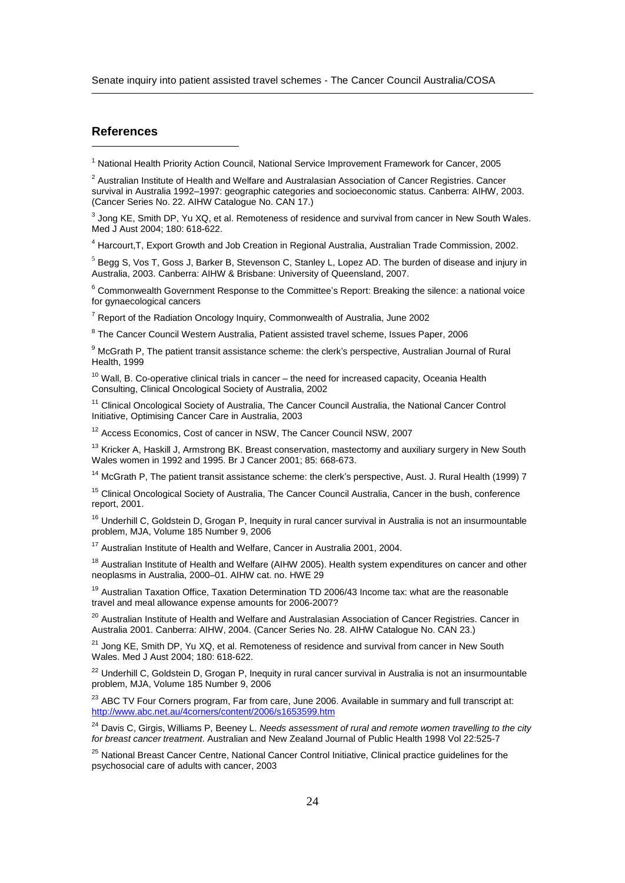## References

[1] National Health Priority Action Council, National Service Improvement Framework for Cancer, 2005

[2] Australian Institute of Health and Welfare and Australasian Association of Cancer Registries. Cancer survival in Australia 1992–1997: geographic categories and socioeconomic status. Canberra: AIHW, 2003. (Cancer Series No. 22. AIHW Catalogue No. CAN 17.)

[3] Jong KE, Smith DP, Yu XQ, et al. Remoteness of residence and survival from cancer in New South Wales. Med J Aust 2004; 180: 618-622.

[4] Harcourt,T, Export Growth and Job Creation in Regional Australia, Australian Trade Commission, 2002.

[5] Begg S, Vos T, Goss J, Barker B, Stevenson C, Stanley L, Lopez AD. The burden of disease and injury in Australia, 2003. Canberra: AIHW & Brisbane: University of Queensland, 2007.

[6] Commonwealth Government Response to the Committee's Report: Breaking the silence: a national voice for gynaecological cancers

[7] Report of the Radiation Oncology Inquiry, Commonwealth of Australia, June 2002

[8] The Cancer Council Western Australia, Patient assisted travel scheme, Issues Paper, 2006

[9] McGrath P, The patient transit assistance scheme: the clerk's perspective, Australian Journal of Rural Health, 1999

[10] Wall, B. Co-operative clinical trials in cancer – the need for increased capacity, Oceania Health Consulting, Clinical Oncological Society of Australia, 2002

[11] Clinical Oncological Society of Australia, The Cancer Council Australia, the National Cancer Control Initiative, Optimising Cancer Care in Australia, 2003

[12] Access Economics, Cost of cancer in NSW, The Cancer Council NSW, 2007

[13] Kricker A, Haskill J, Armstrong BK. Breast conservation, mastectomy and auxiliary surgery in New South Wales women in 1992 and 1995. Br J Cancer 2001; 85: 668-673.

[14] McGrath P, The patient transit assistance scheme: the clerk's perspective, Aust. J. Rural Health (1999) 7

[15] Clinical Oncological Society of Australia, The Cancer Council Australia, Cancer in the bush, conference report, 2001.

[16] Underhill C, Goldstein D, Grogan P, Inequity in rural cancer survival in Australia is not an insurmountable problem, MJA, Volume 185 Number 9, 2006

[17] Australian Institute of Health and Welfare, Cancer in Australia 2001, 2004.

[18] Australian Institute of Health and Welfare (AIHW 2005). Health system expenditures on cancer and other neoplasms in Australia, 2000–01. AIHW cat. no. HWE 29

[19] Australian Taxation Office, Taxation Determination TD 2006/43 Income tax: what are the reasonable travel and meal allowance expense amounts for 2006-2007?

[20] Australian Institute of Health and Welfare and Australasian Association of Cancer Registries. Cancer in Australia 2001. Canberra: AIHW, 2004. (Cancer Series No. 28. AIHW Catalogue No. CAN 23.)

[21] Jong KE, Smith DP, Yu XQ, et al. Remoteness of residence and survival from cancer in New South Wales. Med J Aust 2004; 180: 618-622.

[22] Underhill C, Goldstein D, Grogan P, Inequity in rural cancer survival in Australia is not an insurmountable problem, MJA, Volume 185 Number 9, 2006

[23] ABC TV Four Corners program, Far from care, June 2006. Available in summary and full transcript at: http://www.abc.net.au/4corners/content/2006/s1653599.htm

[24] Davis C, Girgis, Williams P, Beeney L. *Needs assessment of rural and remote women travelling to the city for breast cancer treatment*. Australian and New Zealand Journal of Public Health 1998 Vol 22:525-7

[25] National Breast Cancer Centre, National Cancer Control Initiative, Clinical practice guidelines for the psychosocial care of adults with cancer, 2003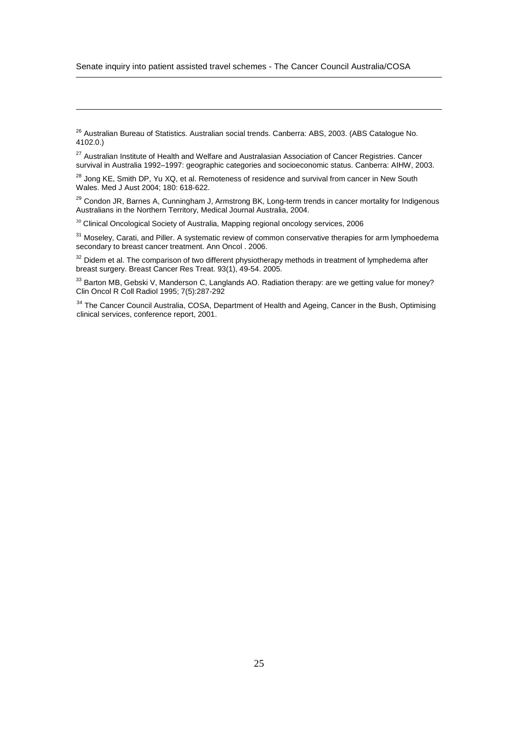[26] Australian Bureau of Statistics. Australian social trends. Canberra: ABS, 2003. (ABS Catalogue No. 4102.0.)

[27] Australian Institute of Health and Welfare and Australasian Association of Cancer Registries. Cancer survival in Australia 1992–1997: geographic categories and socioeconomic status. Canberra: AIHW, 2003.

[28] Jong KE, Smith DP, Yu XQ, et al. Remoteness of residence and survival from cancer in New South Wales. Med J Aust 2004; 180: 618-622.

[29] Condon JR, Barnes A, Cunningham J, Armstrong BK, Long-term trends in cancer mortality for Indigenous Australians in the Northern Territory, Medical Journal Australia, 2004.

[30] Clinical Oncological Society of Australia, Mapping regional oncology services, 2006

[31] Moseley, Carati, and Piller. A systematic review of common conservative therapies for arm lymphoedema secondary to breast cancer treatment. Ann Oncol . 2006.

[32] Didem et al. The comparison of two different physiotherapy methods in treatment of lymphedema after breast surgery. Breast Cancer Res Treat. 93(1), 49-54. 2005.

[33] Barton MB, Gebski V, Manderson C, Langlands AO. Radiation therapy: are we getting value for money? Clin Oncol R Coll Radiol 1995; 7(5):287-292

[34] The Cancer Council Australia, COSA, Department of Health and Ageing, Cancer in the Bush, Optimising clinical services, conference report, 2001.